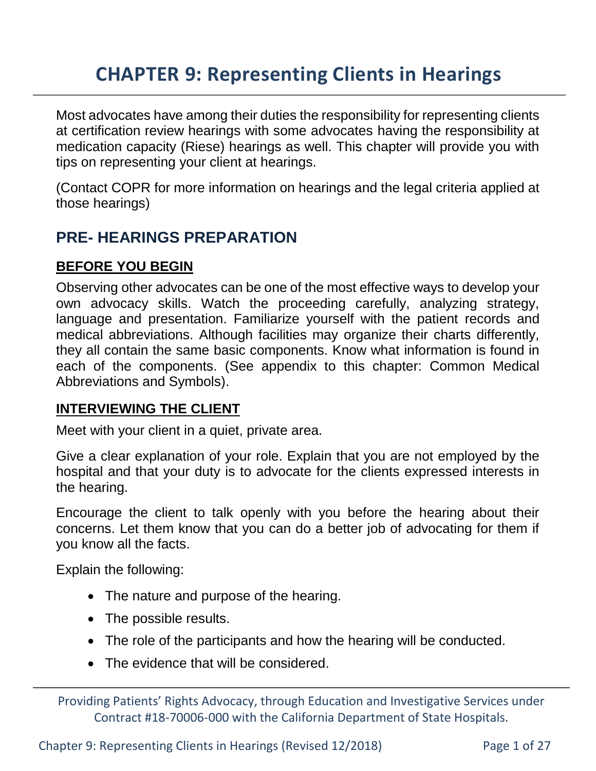# CHAPTER 9: Representing Clients in Hearings

Most advocates have among their duties the responsibility for representing clients at certification review hearings with some advocates having the responsibility at medication capacity (Riese) hearings as well. This chapter will provide you with tips on representing your client at hearings.

(Contact COPR for more information on hearings and the legal criteria applied at those hearings)

## PRE- HEARINGS PREPARATION

### BEFORE YOU BEGIN

Observing other advocates can be one of the most effective ways to develop your own advocacy skills. Watch the proceeding carefully, analyzing strategy, language and presentation. Familiarize yourself with the patient records and medical abbreviations. Although facilities may organize their charts differently, they all contain the same basic components. Know what information is found in each of the components. (See appendix to this chapter: Common Medical Abbreviations and Symbols).

### INTERVIEWING THE CLIENT

Meet with your client in a quiet, private area.

Give a clear explanation of your role. Explain that you are not employed by the hospital and that your duty is to advocate for the clients expressed interests in the hearing.

Encourage the client to talk openly with you before the hearing about their concerns. Let them know that you can do a better job of advocating for them if you know all the facts.

Explain the following:

- The nature and purpose of the hearing.
- The possible results.
- The role of the participants and how the hearing will be conducted.
- The evidence that will be considered.

Providing Patients' Rights Advocacy, through Education and Investigative Services under Contract #18-70006-000 with the California Department of State Hospitals.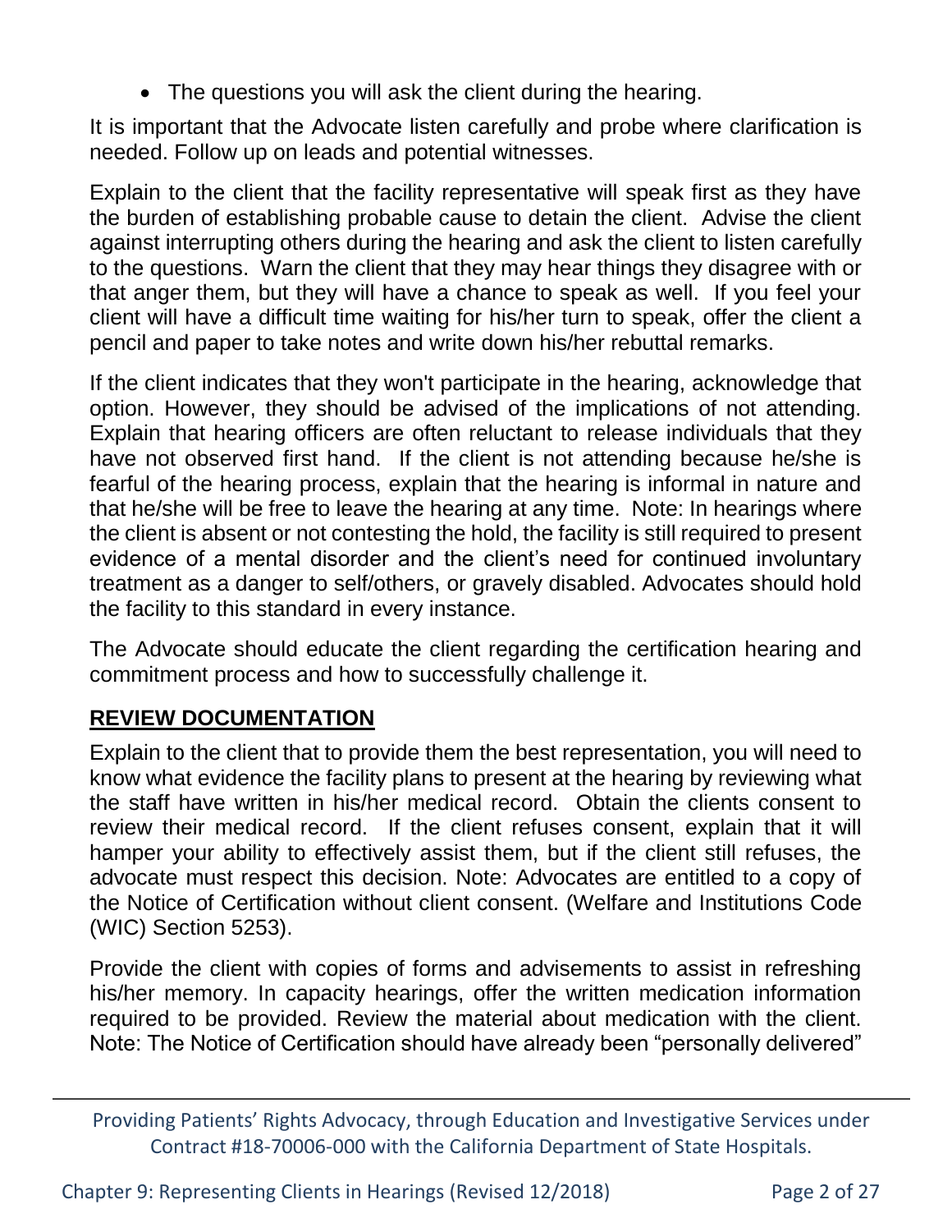- The questions you will ask the client during the hearing.

It is important that the Advocate listen carefully and probe where clarification is needed. Follow up on leads and potential witnesses.

Explain to the client that the facility representative will speak first as they have the burden of establishing probable cause to detain the client. Advise the client against interrupting others during the hearing and ask the client to listen carefully to the questions. Warn the client that they may hear things they disagree with or that anger them, but they will have a chance to speak as well. If you feel your client will have a difficult time waiting for his/her turn to speak, offer the client a pencil and paper to take notes and write down his/her rebuttal remarks.

If the client indicates that they won't participate in the hearing, acknowledge that option. However, they should be advised of the implications of not attending. Explain that hearing officers are often reluctant to release individuals that they have not observed first hand. If the client is not attending because he/she is fearful of the hearing process, explain that the hearing is informal in nature and that he/she will be free to leave the hearing at any time. Note: In hearings where the client is absent or not contesting the hold, the facility is still required to present evidence of a mental disorder and the client's need for continued involuntary treatment as a danger to self/others, or gravely disabled. Advocates should hold the facility to this standard in every instance.

The Advocate should educate the client regarding the certification hearing and commitment process and how to successfully challenge it.

## <u>REVIEW DOCUMENTATION</u>

Explain to the client that to provide them the best representation, you will need to know what evidence the facility plans to present at the hearing by reviewing what the staff have written in his/her medical record. Obtain the clients consent to review their medical record. If the client refuses consent, explain that it will hamper your ability to effectively assist them, but if the client still refuses, the advocate must respect this decision. Note: Advocates are entitled to a copy of the Notice of Certification without client consent. (Welfare and Institutions Code (WIC) Section 5253).

Provide the client with copies of forms and advisements to assist in refreshing his/her memory. In capacity hearings, offer the written medication information required to be provided. Review the material about medication with the client. Note: The Notice of Certification should have already been "personally delivered"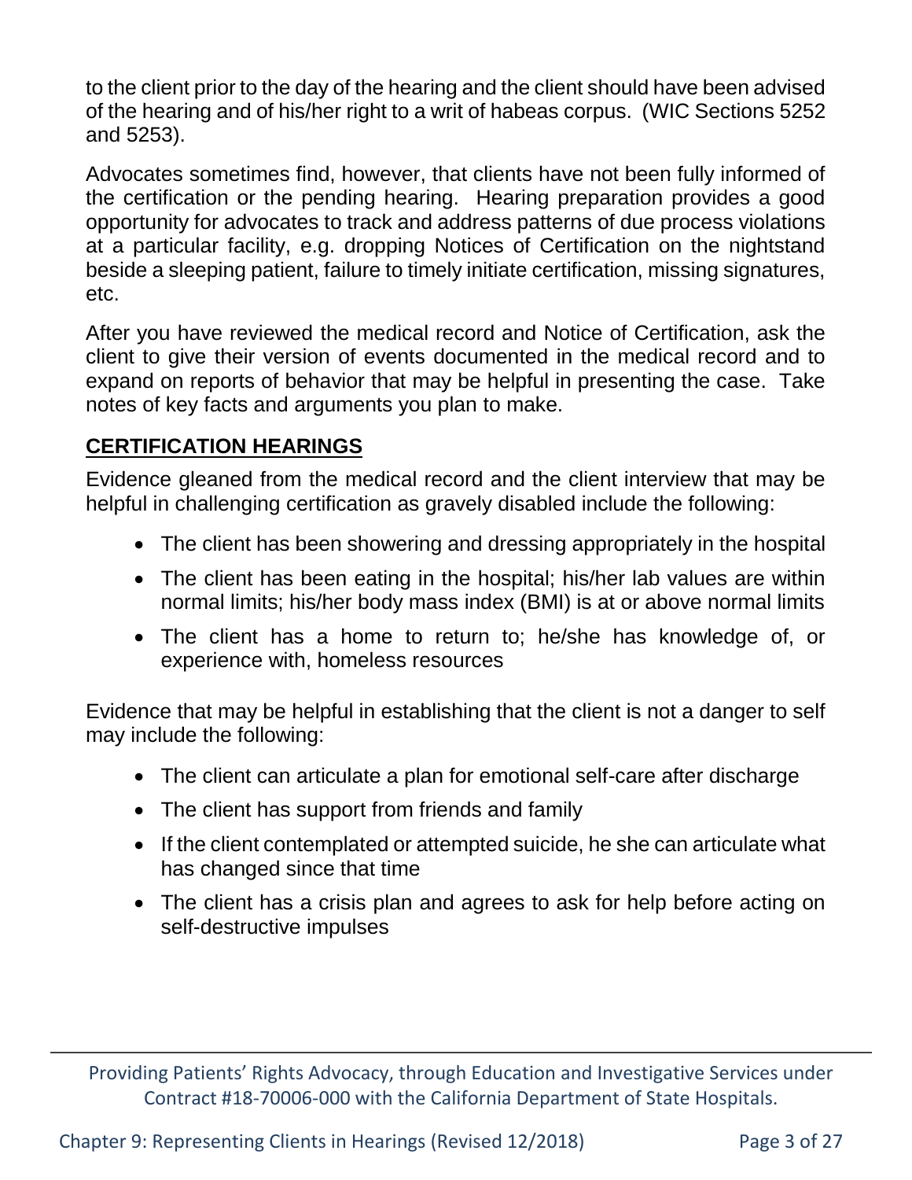to the client prior to the day of the hearing and the client should have been advised of the hearing and of his/her right to a writ of habeas corpus. (WIC Sections 5252 and 5253).

Advocates sometimes find, however, that clients have not been fully informed of the certification or the pending hearing. Hearing preparation provides a good opportunity for advocates to track and address patterns of due process violations at a particular facility, e.g. dropping Notices of Certification on the nightstand beside a sleeping patient, failure to timely initiate certification, missing signatures, etc.

After you have reviewed the medical record and Notice of Certification, ask the client to give their version of events documented in the medical record and to expand on reports of behavior that may be helpful in presenting the case. Take notes of key facts and arguments you plan to make.

## CERTIFICATION HEARINGS

Evidence gleaned from the medical record and the client interview that may be helpful in challenging certification as gravely disabled include the following:

- The client has been showering and dressing appropriately in the hospital
- The client has been eating in the hospital; his/her lab values are within normal limits; his/her body mass index (BMI) is at or above normal limits
- The client has a home to return to; he/she has knowledge of, or experience with, homeless resources

Evidence that may be helpful in establishing that the client is not a danger to self may include the following:

- The client can articulate a plan for emotional self-care after discharge
- The client has support from friends and family
- If the client contemplated or attempted suicide, he she can articulate what has changed since that time
- The client has a crisis plan and agrees to ask for help before acting on self-destructive impulses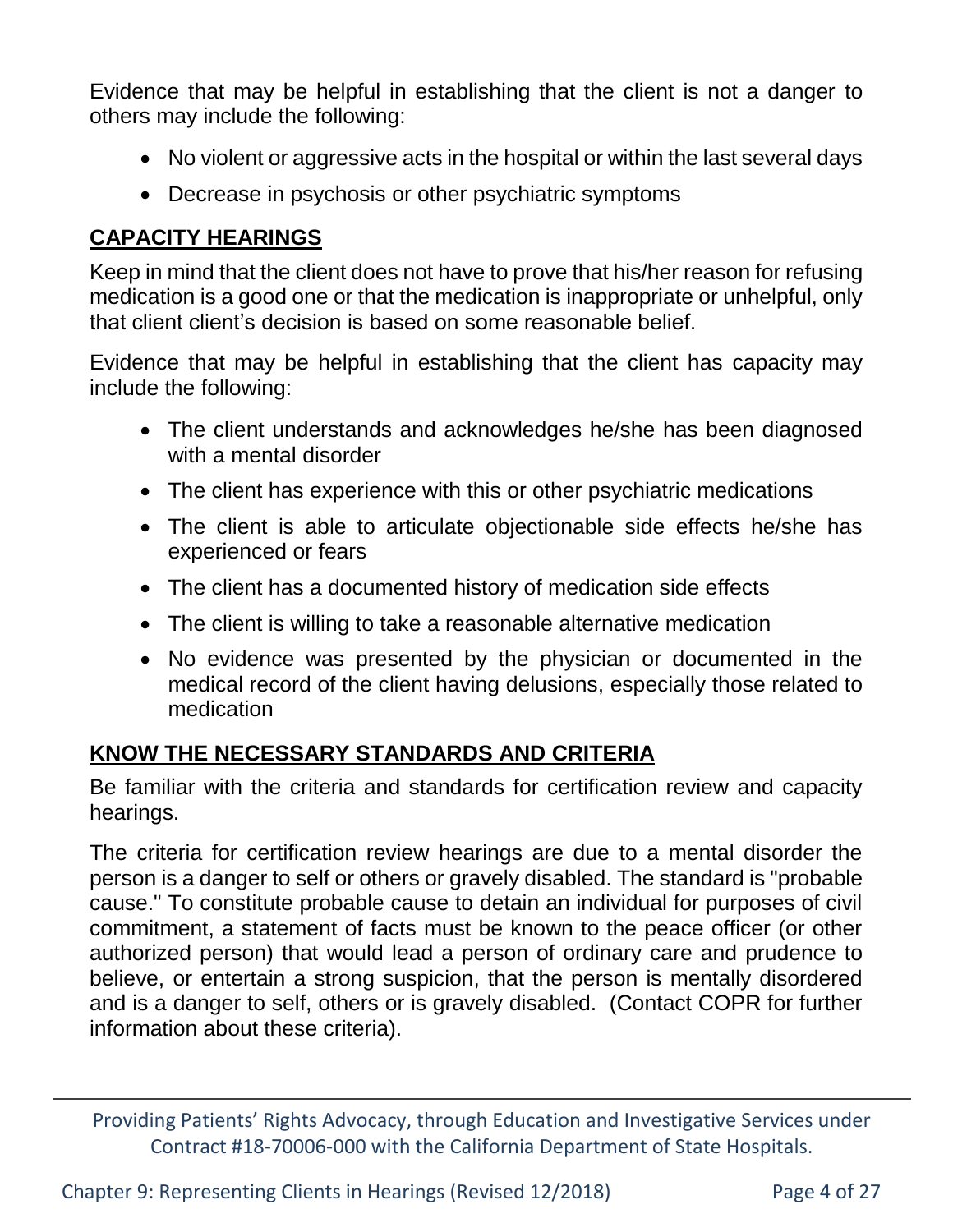Evidence that may be helpful in establishing that the client is not a danger to others may include the following:

- No violent or aggressive acts in the hospital or within the last several days
- Decrease in psychosis or other psychiatric symptoms

## CAPACITY HEARINGS

Keep in mind that the client does not have to prove that his/her reason for refusing medication is a good one or that the medication is inappropriate or unhelpful, only that client client's decision is based on some reasonable belief.

Evidence that may be helpful in establishing that the client has capacity may include the following:

- The client understands and acknowledges he/she has been diagnosed with a mental disorder
- The client has experience with this or other psychiatric medications
- The client is able to articulate objectionable side effects he/she has experienced or fears
- The client has a documented history of medication side effects
- The client is willing to take a reasonable alternative medication
- No evidence was presented by the physician or documented in the medical record of the client having delusions, especially those related to medication

## KNOW THE NECESSARY STANDARDS AND CRITERIA

Be familiar with the criteria and standards for certification review and capacity hearings.

The criteria for certification review hearings are due to a mental disorder the person is a danger to self or others or gravely disabled. The standard is "probable cause." To constitute probable cause to detain an individual for purposes of civil commitment, a statement of facts must be known to the peace officer (or other authorized person) that would lead a person of ordinary care and prudence to believe, or entertain a strong suspicion, that the person is mentally disordered and is a danger to self, others or is gravely disabled. (Contact COPR for further information about these criteria).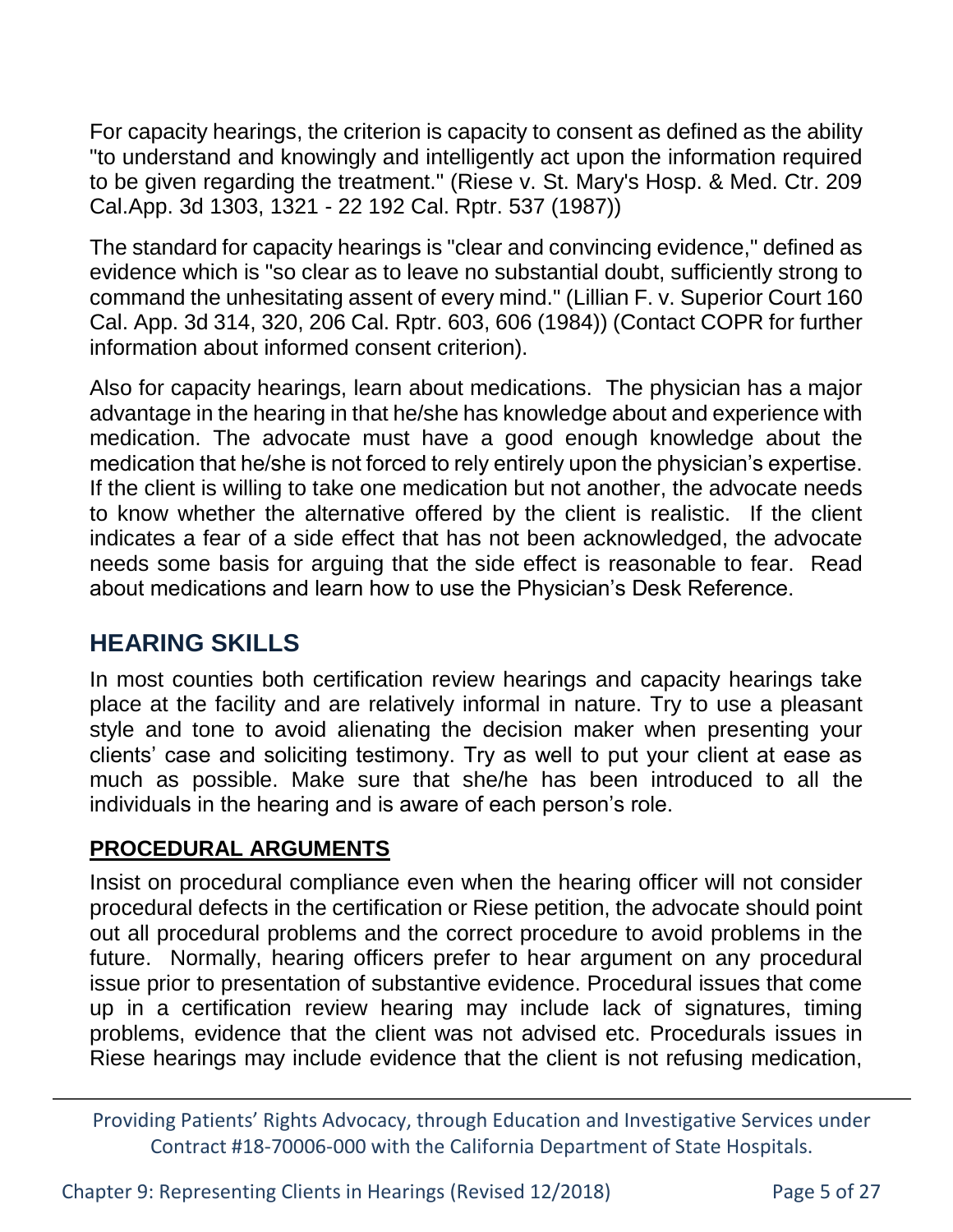For capacity hearings, the criterion is capacity to consent as defined as the ability "to understand and knowingly and intelligently act upon the information required to be given regarding the treatment." (Riese v. St. Mary's Hosp. & Med. Ctr. 209 Cal.App. 3d 1303, 1321 - 22 192 Cal. Rptr. 537 (1987))

The standard for capacity hearings is "clear and convincing evidence," defined as evidence which is "so clear as to leave no substantial doubt, sufficiently strong to command the unhesitating assent of every mind." (Lillian F. v. Superior Court 160 Cal. App. 3d 314, 320, 206 Cal. Rptr. 603, 606 (1984)) (Contact COPR for further information about informed consent criterion).

Also for capacity hearings, learn about medications. The physician has a major advantage in the hearing in that he/she has knowledge about and experience with medication. The advocate must have a good enough knowledge about the medication that he/she is not forced to rely entirely upon the physician's expertise. If the client is willing to take one medication but not another, the advocate needs to know whether the alternative offered by the client is realistic. If the client indicates a fear of a side effect that has not been acknowledged, the advocate needs some basis for arguing that the side effect is reasonable to fear. Read about medications and learn how to use the Physician's Desk Reference.

## HEARING SKILLS

In most counties both certification review hearings and capacity hearings take place at the facility and are relatively informal in nature. Try to use a pleasant style and tone to avoid alienating the decision maker when presenting your clients' case and soliciting testimony. Try as well to put your client at ease as much as possible. Make sure that she/he has been introduced to all the individuals in the hearing and is aware of each person's role.

### PROCEDURAL ARGUMENTS

Insist on procedural compliance even when the hearing officer will not consider procedural defects in the certification or Riese petition, the advocate should point out all procedural problems and the correct procedure to avoid problems in the future. Normally, hearing officers prefer to hear argument on any procedural issue prior to presentation of substantive evidence. Procedural issues that come up in a certification review hearing may include lack of signatures, timing problems, evidence that the client was not advised etc. Procedurals issues in Riese hearings may include evidence that the client is not refusing medication,

Providing Patients' Rights Advocacy, through Education and Investigative Services under Contract #18-70006-000 with the California Department of State Hospitals.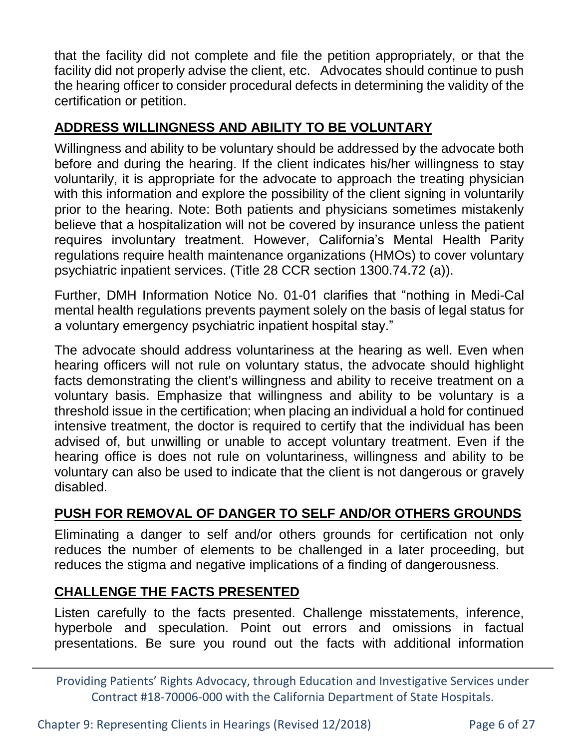that the facility did not complete and file the petition appropriately, or that the facility did not properly advise the client, etc. Advocates should continue to push the hearing officer to consider procedural defects in determining the validity of the certification or petition.

## ADDRESS WILLINGNESS AND ABILITY TO BE VOLUNTARY

Willingness and ability to be voluntary should be addressed by the advocate both before and during the hearing. If the client indicates his/her willingness to stay voluntarily, it is appropriate for the advocate to approach the treating physician with this information and explore the possibility of the client signing in voluntarily prior to the hearing. Note: Both patients and physicians sometimes mistakenly believe that a hospitalization will not be covered by insurance unless the patient requires involuntary treatment. However, California's Mental Health Parity regulations require health maintenance organizations (HMOs) to cover voluntary psychiatric inpatient services. (Title 28 CCR section 1300.74.72 (a)).

Further, DMH Information Notice No. 01-01 clarifies that "nothing in Medi-Cal mental health regulations prevents payment solely on the basis of legal status for a voluntary emergency psychiatric inpatient hospital stay."

The advocate should address voluntariness at the hearing as well. Even when hearing officers will not rule on voluntary status, the advocate should highlight facts demonstrating the client's willingness and ability to receive treatment on a voluntary basis. Emphasize that willingness and ability to be voluntary is a threshold issue in the certification; when placing an individual a hold for continued intensive treatment, the doctor is required to certify that the individual has been advised of, but unwilling or unable to accept voluntary treatment. Even if the hearing office is does not rule on voluntariness, willingness and ability to be voluntary can also be used to indicate that the client is not dangerous or gravely disabled.

## PUSH FOR REMOVAL OF DANGER TO SELF AND/OR OTHERS GROUNDS

Eliminating a danger to self and/or others grounds for certification not only reduces the number of elements to be challenged in a later proceeding, but reduces the stigma and negative implications of a finding of dangerousness.

## CHALLENGE THE FACTS PRESENTED

Listen carefully to the facts presented. Challenge misstatements, inference, hyperbole and speculation. Point out errors and omissions in factual presentations. Be sure you round out the facts with additional information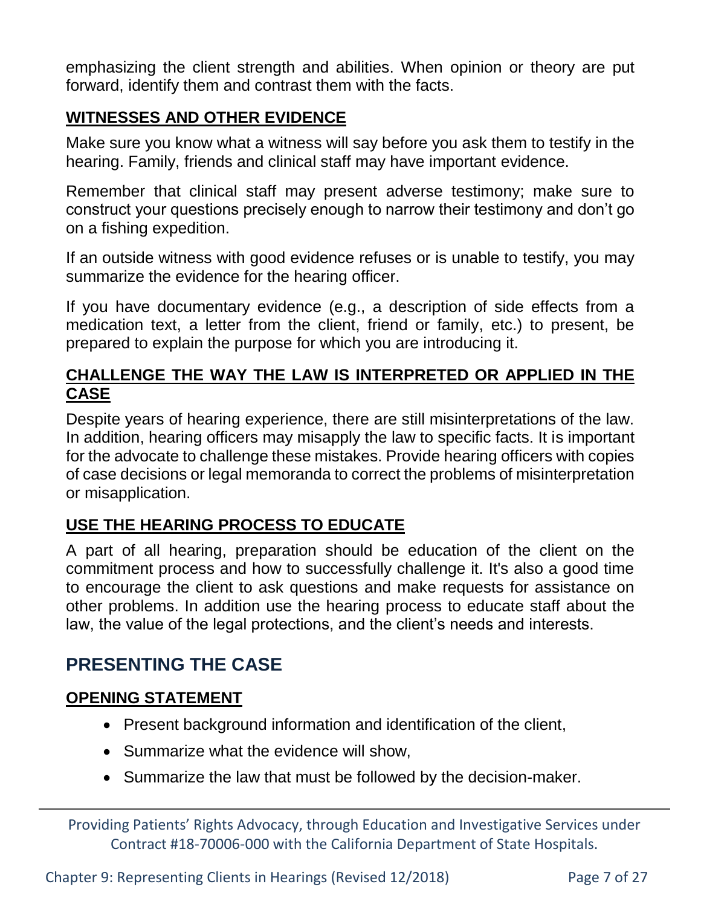emphasizing the client strength and abilities. When opinion or theory are put forward, identify them and contrast them with the facts.

### WITNESSES AND OTHER EVIDENCE

Make sure you know what a witness will say before you ask them to testify in the hearing. Family, friends and clinical staff may have important evidence.

Remember that clinical staff may present adverse testimony; make sure to construct your questions precisely enough to narrow their testimony and don't go on a fishing expedition.

If an outside witness with good evidence refuses or is unable to testify, you may summarize the evidence for the hearing officer.

If you have documentary evidence (e.g., a description of side effects from a medication text, a letter from the client, friend or family, etc.) to present, be prepared to explain the purpose for which you are introducing it.

### CHALLENGE THE WAY THE LAW IS INTERPRETED OR APPLIED IN THE CASE

Despite years of hearing experience, there are still misinterpretations of the law. In addition, hearing officers may misapply the law to specific facts. It is important for the advocate to challenge these mistakes. Provide hearing officers with copies of case decisions or legal memoranda to correct the problems of misinterpretation or misapplication.

### USE THE HEARING PROCESS TO EDUCATE

A part of all hearing, preparation should be education of the client on the commitment process and how to successfully challenge it. It's also a good time to encourage the client to ask questions and make requests for assistance on other problems. In addition use the hearing process to educate staff about the law, the value of the legal protections, and the client's needs and interests.

## PRESENTING THE CASE

### OPENING STATEMENT

- Present background information and identification of the client,
- Summarize what the evidence will show,
- Summarize the law that must be followed by the decision-maker.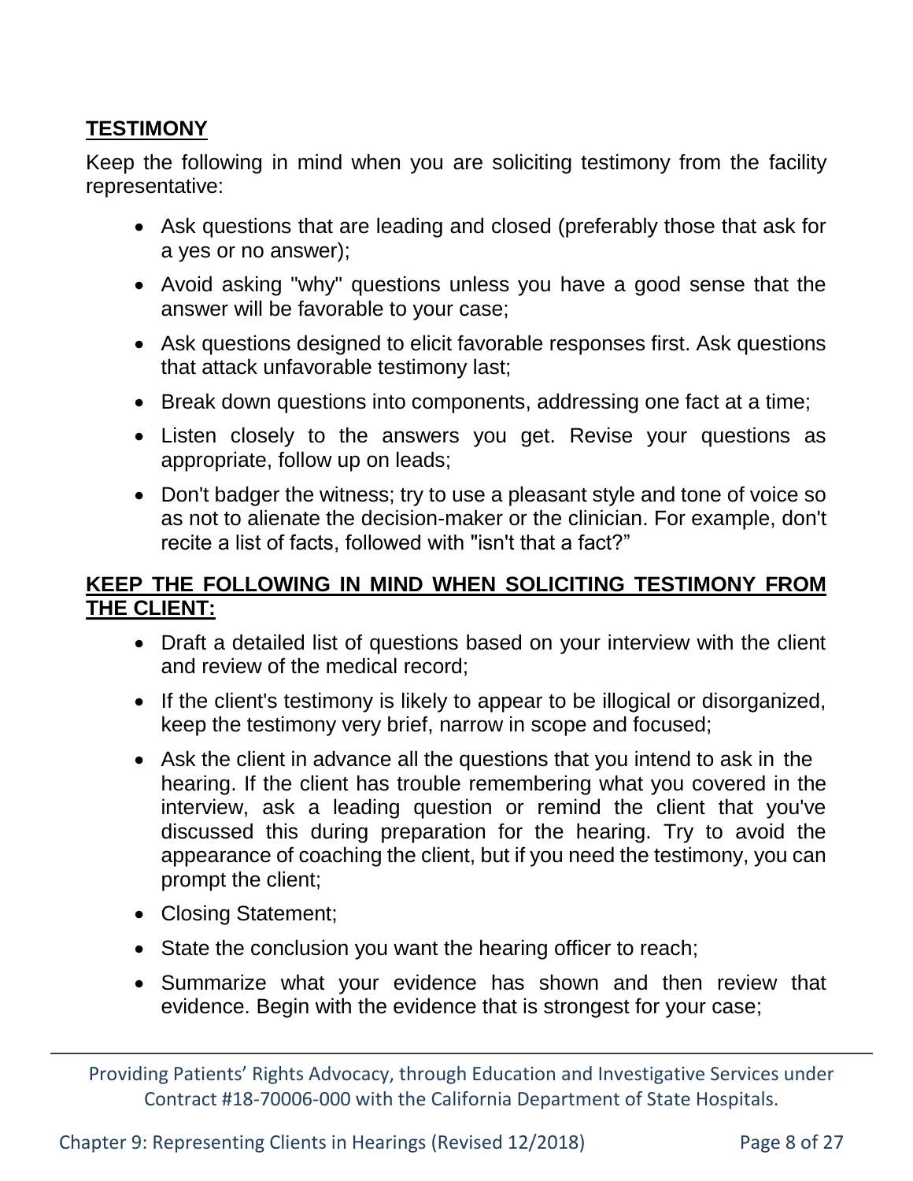## TESTIMONY

Keep the following in mind when you are soliciting testimony from the facility representative:

- Ask questions that are leading and closed (preferably those that ask for a yes or no answer);
- Avoid asking "why" questions unless you have a good sense that the answer will be favorable to your case;
- Ask questions designed to elicit favorable responses first. Ask questions that attack unfavorable testimony last;
- Break down questions into components, addressing one fact at a time;
- Listen closely to the answers you get. Revise your questions as appropriate, follow up on leads;
- Don't badger the witness; try to use a pleasant style and tone of voice so as not to alienate the decision-maker or the clinician. For example, don't recite a list of facts, followed with "isn't that a fact?"

## KEEP THE FOLLOWING IN MIND WHEN SOLICITING TESTIMONY FROM THE CLIENT:

- Draft a detailed list of questions based on your interview with the client and review of the medical record;
- If the client's testimony is likely to appear to be illogical or disorganized, keep the testimony very brief, narrow in scope and focused;
- Ask the client in advance all the questions that you intend to ask in the hearing. If the client has trouble remembering what you covered in the interview, ask a leading question or remind the client that you've discussed this during preparation for the hearing. Try to avoid the appearance of coaching the client, but if you need the testimony, you can prompt the client;
- Closing Statement;
- State the conclusion you want the hearing officer to reach;
- Summarize what your evidence has shown and then review that evidence. Begin with the evidence that is strongest for your case;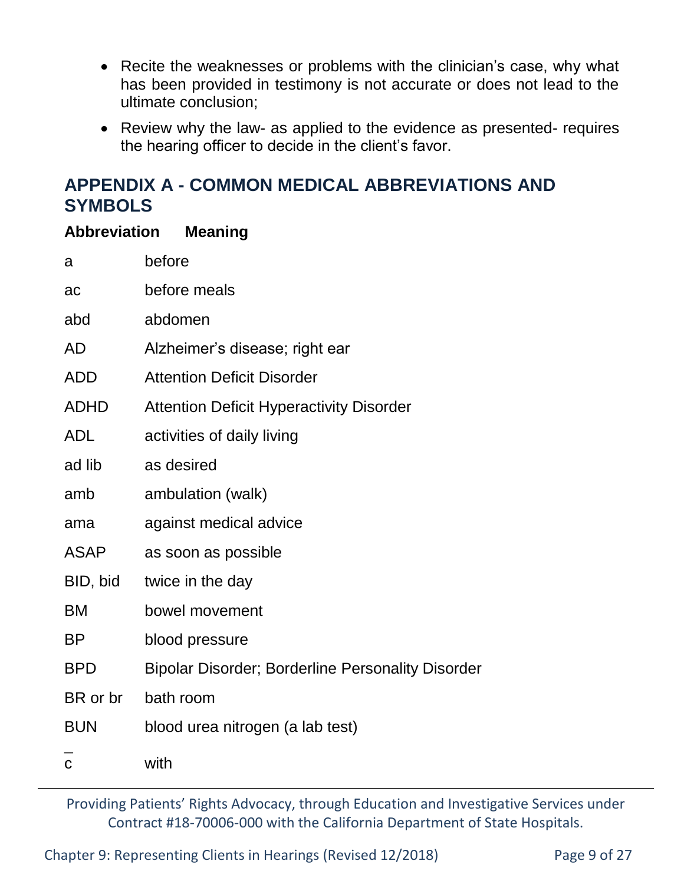- Recite the weaknesses or problems with the clinician's case, why what has been provided in testimony is not accurate or does not lead to the ultimate conclusion;
- Review why the law- as applied to the evidence as presented- requires the hearing officer to decide in the client's favor.

## APPENDIX A - COMMON MEDICAL ABBREVIATIONS AND SYMBOLS

| Abbreviation | Meaning |
|---|---|
| a | before |
| ac | before meals |
| abd | abdomen |
| AD | Alzheimer's disease; right ear |
| ADD | Attention Deficit Disorder |
| ADHD | Attention Deficit Hyperactivity Disorder |
| ADL | activities of daily living |
| ad lib | as desired |
| amb | ambulation (walk) |
| ama | against medical advice |
| ASAP | as soon as possible |
| BID, bid | twice in the day |
| BM | bowel movement |
| BP | blood pressure |
| BPD | Bipolar Disorder; Borderline Personality Disorder |
| BR or br | bath room |
| BUN | blood urea nitrogen (a lab test) |
| $\bar{c}$ | with |

Providing Patients' Rights Advocacy, through Education and Investigative Services under Contract #18-70006-000 with the California Department of State Hospitals.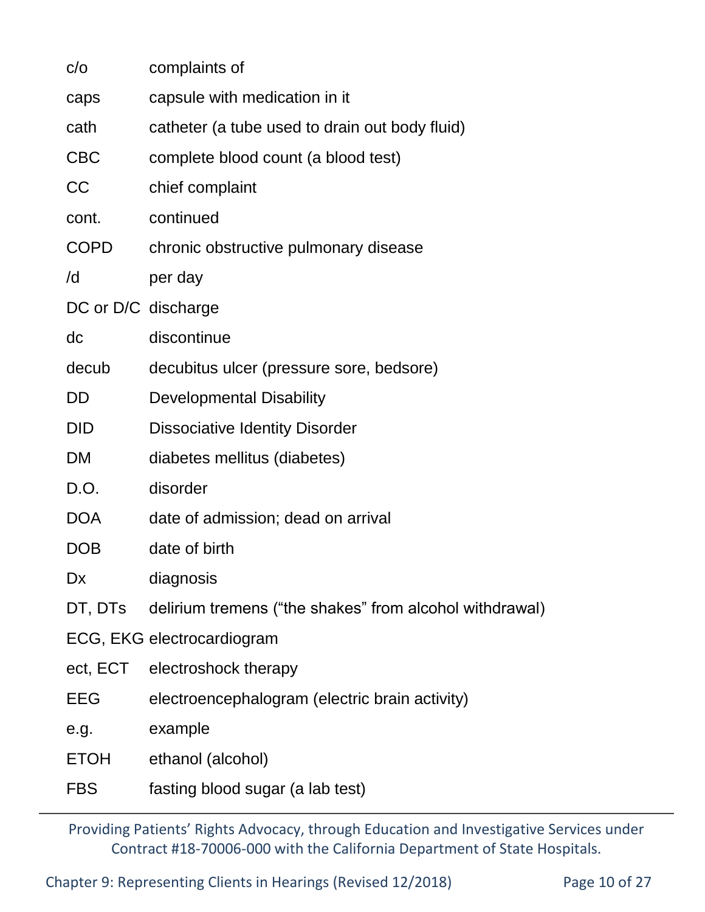| | |
|---|---|
| c/o | complaints of |
| caps | capsule with medication in it |
| cath | catheter (a tube used to drain out body fluid) |
| CBC | complete blood count (a blood test) |
| CC | chief complaint |
| cont. | continued |
| COPD | chronic obstructive pulmonary disease |
| /d | per day |
| DC or D/C | discharge |
| dc | discontinue |
| decub | decubitus ulcer (pressure sore, bedsore) |
| DD | Developmental Disability |
| DID | Dissociative Identity Disorder |
| DM | diabetes mellitus (diabetes) |
| D.O. | disorder |
| DOA | date of admission; dead on arrival |
| DOB | date of birth |
| Dx | diagnosis |
| DT, DTs | delirium tremens (“the shakes” from alcohol withdrawal) |
| ECG, EKG | electrocardiogram |
| ect, ECT | electroshock therapy |
| EEG | electroencephalogram (electric brain activity) |
| e.g. | example |
| ETOH | ethanol (alcohol) |
| FBS | fasting blood sugar (a lab test) |

Providing Patients’ Rights Advocacy, through Education and Investigative Services under Contract #18-70006-000 with the California Department of State Hospitals.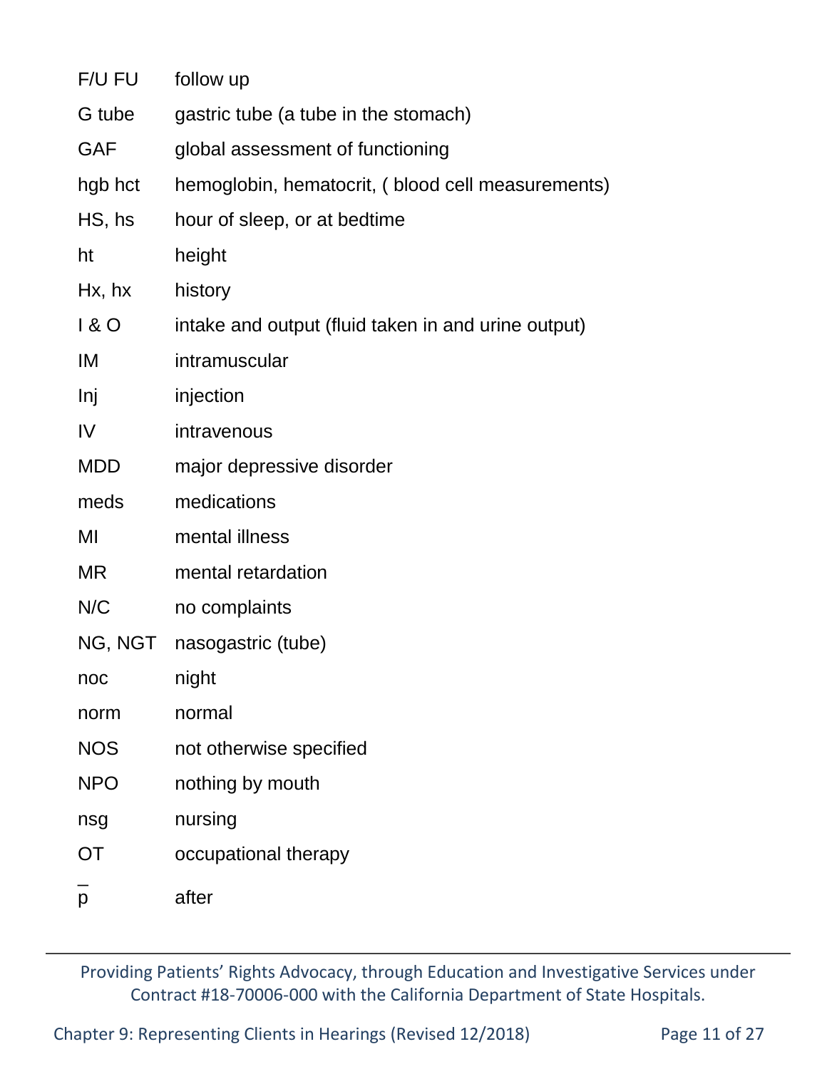| | |
|---|---|
| F/U FU | follow up |
| G tube | gastric tube (a tube in the stomach) |
| GAF | global assessment of functioning |
| hgb hct | hemoglobin, hematocrit, ( blood cell measurements) |
| HS, hs | hour of sleep, or at bedtime |
| ht | height |
| Hx, hx | history |
| I & O | intake and output (fluid taken in and urine output) |
| IM | intramuscular |
| Inj | injection |
| IV | intravenous |
| MDD | major depressive disorder |
| meds | medications |
| MI | mental illness |
| MR | mental retardation |
| N/C | no complaints |
| NG, NGT | nasogastric (tube) |
| noc | night |
| norm | normal |
| NOS | not otherwise specified |
| NPO | nothing by mouth |
| nsg | nursing |
| OT | occupational therapy |
| $\bar{p}$ | after |

Providing Patients' Rights Advocacy, through Education and Investigative Services under Contract #18-70006-000 with the California Department of State Hospitals.

Chapter 9: Representing Clients in Hearings (Revised 12/2018)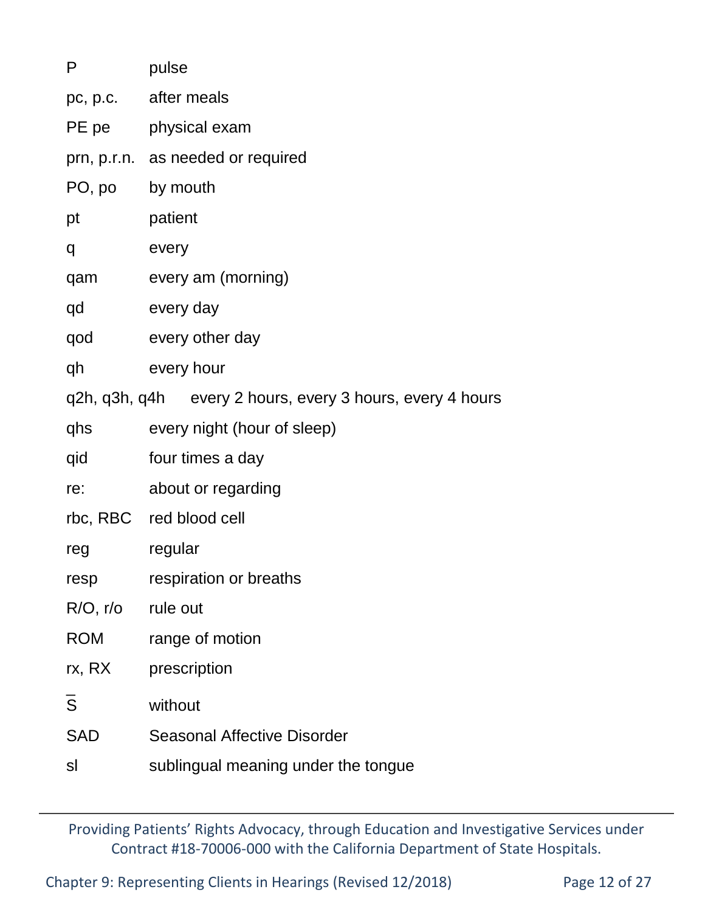| | |
|---|---|
| P | pulse |
| pc, p.c. | after meals |
| PE pe | physical exam |
| prn, p.r.n. | as needed or required |
| PO, po | by mouth |
| pt | patient |
| q | every |
| qam | every am (morning) |
| qd | every day |
| qod | every other day |
| qh | every hour |
| q2h, q3h, q4h | every 2 hours, every 3 hours, every 4 hours |
| qhs | every night (hour of sleep) |
| qid | four times a day |
| re: | about or regarding |
| rbc, RBC | red blood cell |
| reg | regular |
| resp | respiration or breaths |
| R/O, r/o | rule out |
| ROM | range of motion |
| rx, RX | prescription |
| $\bar{S}$ | without |
| SAD | Seasonal Affective Disorder |
| sl | sublingual meaning under the tongue |

Providing Patients' Rights Advocacy, through Education and Investigative Services under Contract #18-70006-000 with the California Department of State Hospitals.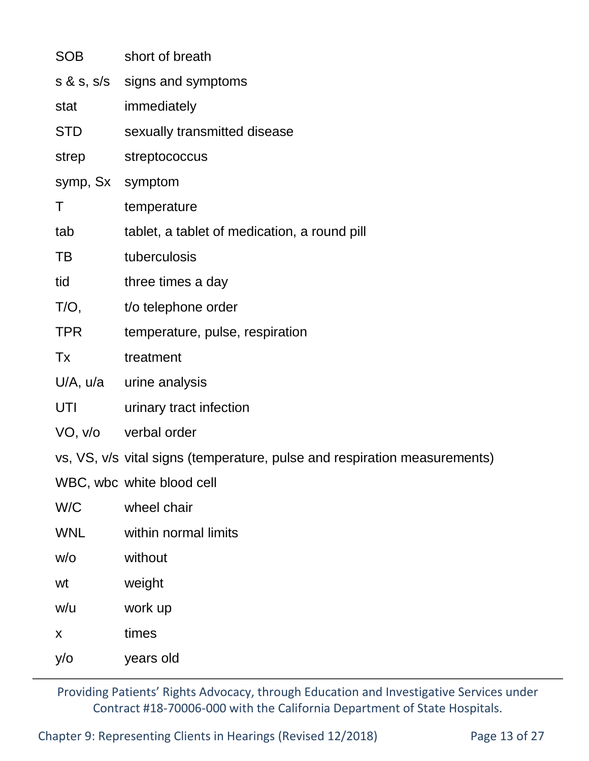| | |
|---|---|
| SOB | short of breath |
| s & s, s/s | signs and symptoms |
| stat | immediately |
| STD | sexually transmitted disease |
| strep | streptococcus |
| symp, Sx | symptom |
| T | temperature |
| tab | tablet, a tablet of medication, a round pill |
| TB | tuberculosis |
| tid | three times a day |
| T/O, | t/o telephone order |
| TPR | temperature, pulse, respiration |
| Tx | treatment |
| U/A, u/a | urine analysis |
| UTI | urinary tract infection |
| VO, v/o | verbal order |
| vs, VS, v/s | vital signs (temperature, pulse and respiration measurements) |
| WBC, wbc | white blood cell |
| W/C | wheel chair |
| WNL | within normal limits |
| w/o | without |
| wt | weight |
| w/u | work up |
| x | times |
| y/o | years old |

Providing Patients' Rights Advocacy, through Education and Investigative Services under Contract #18-70006-000 with the California Department of State Hospitals.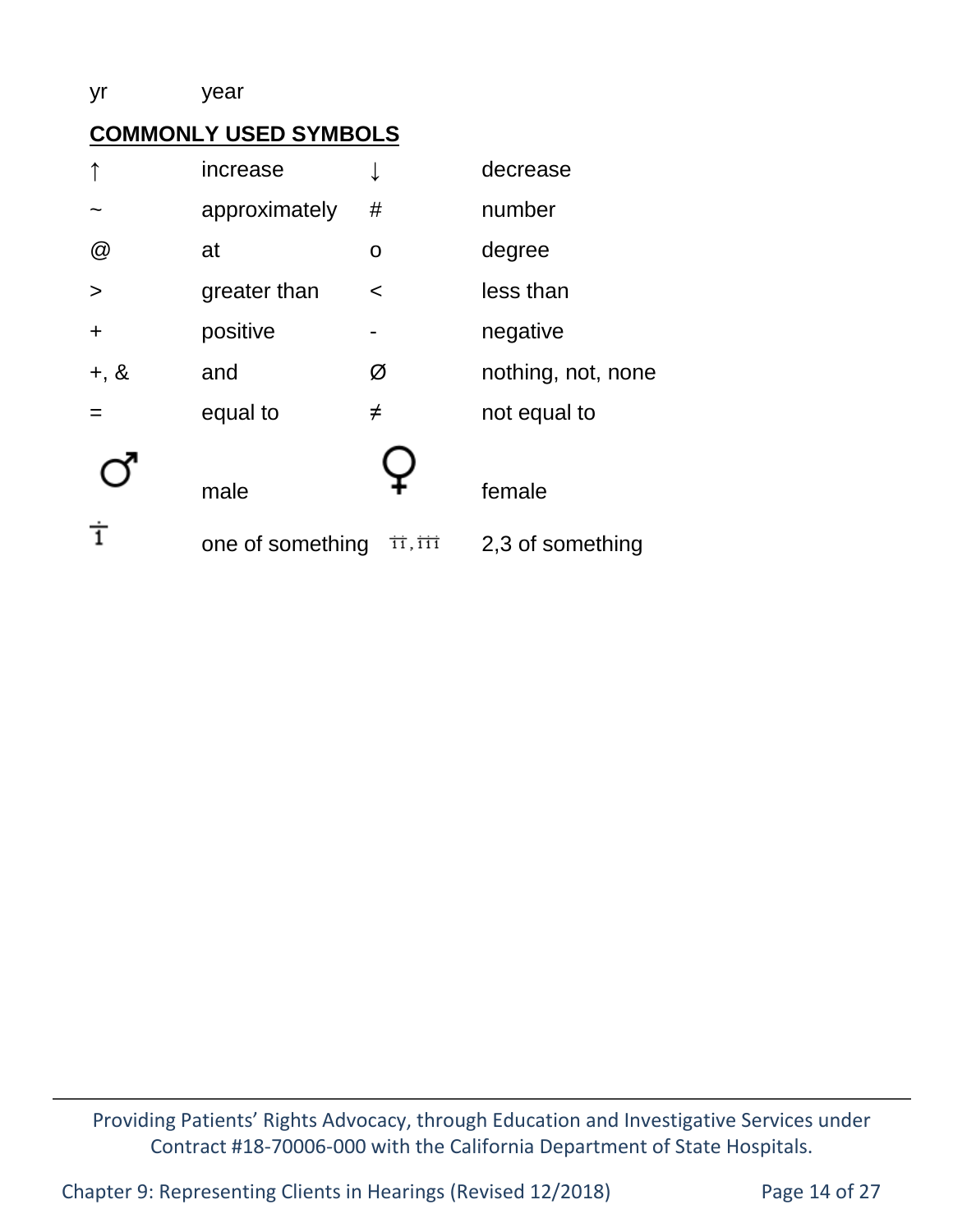yr year

**COMMONLY USED SYMBOLS**

| | | | |
|---|---|---|---|
| ↑ | increase | ↓ | decrease |
| ~ | approximately | # | number |
| @ | at | o | degree |
| > | greater than | < | less than |
| + | positive | - | negative |
| +, & | and | Ø | nothing, not, none |
| = | equal to | ≠ | not equal to |
| ♂ | male | ♀ | female |
| i̇ | one of something | ii, iii | 2,3 of something |

Providing Patients' Rights Advocacy, through Education and Investigative Services under Contract #18-70006-000 with the California Department of State Hospitals.

Chapter 9: Representing Clients in Hearings (Revised 12/2018)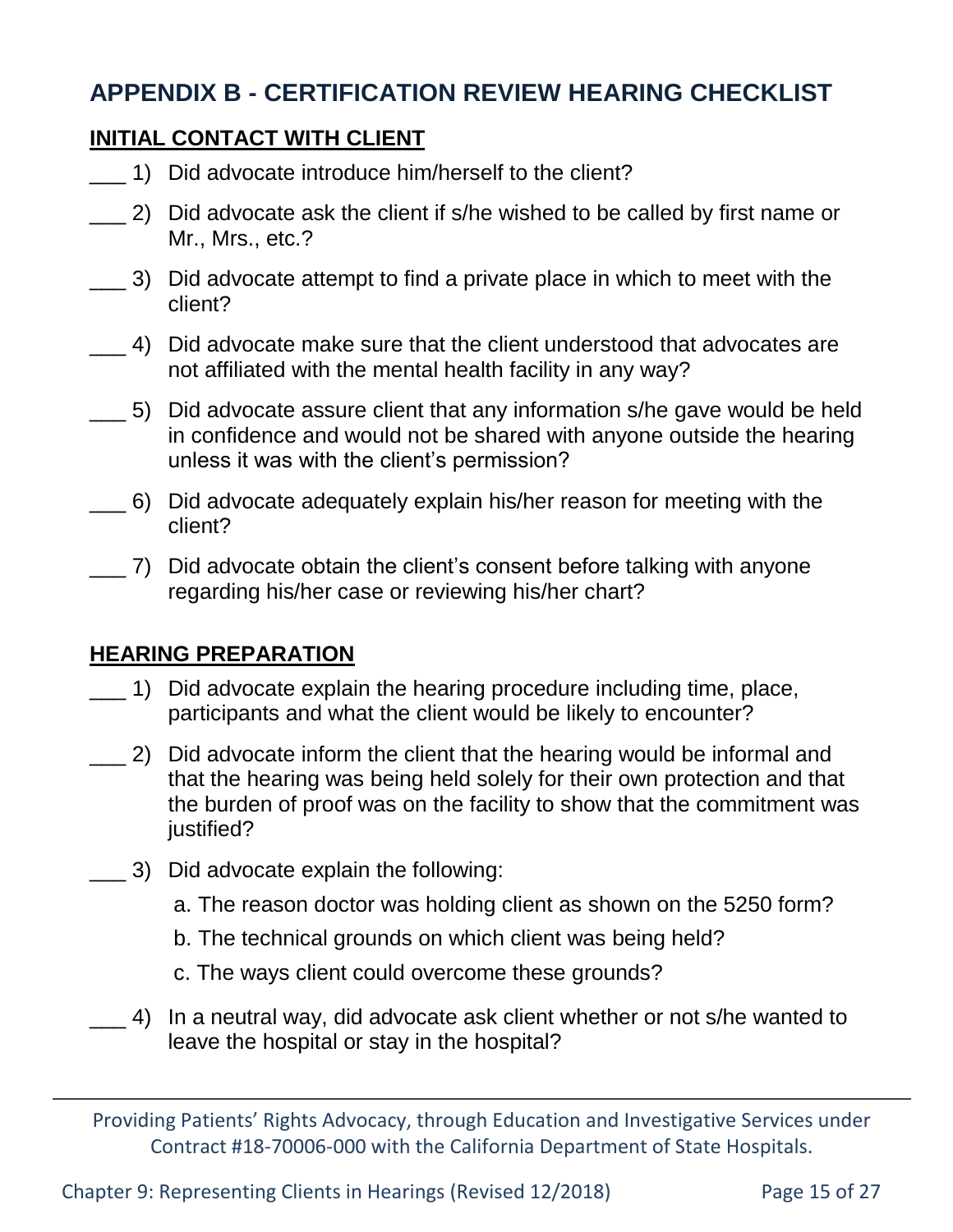## APPENDIX B - CERTIFICATION REVIEW HEARING CHECKLIST

### INITIAL CONTACT WITH CLIENT

___ 1) Did advocate introduce him/herself to the client?

___ 2) Did advocate ask the client if s/he wished to be called by first name or Mr., Mrs., etc.?

___ 3) Did advocate attempt to find a private place in which to meet with the client?

___ 4) Did advocate make sure that the client understood that advocates are not affiliated with the mental health facility in any way?

___ 5) Did advocate assure client that any information s/he gave would be held in confidence and would not be shared with anyone outside the hearing unless it was with the client's permission?

___ 6) Did advocate adequately explain his/her reason for meeting with the client?

___ 7) Did advocate obtain the client's consent before talking with anyone regarding his/her case or reviewing his/her chart?

### HEARING PREPARATION

___ 1) Did advocate explain the hearing procedure including time, place, participants and what the client would be likely to encounter?

___ 2) Did advocate inform the client that the hearing would be informal and that the hearing was being held solely for their own protection and that the burden of proof was on the facility to show that the commitment was justified?

___ 3) Did advocate explain the following:

a. The reason doctor was holding client as shown on the 5250 form?

b. The technical grounds on which client was being held?

c. The ways client could overcome these grounds?

___ 4) In a neutral way, did advocate ask client whether or not s/he wanted to leave the hospital or stay in the hospital?

Providing Patients' Rights Advocacy, through Education and Investigative Services under Contract #18-70006-000 with the California Department of State Hospitals.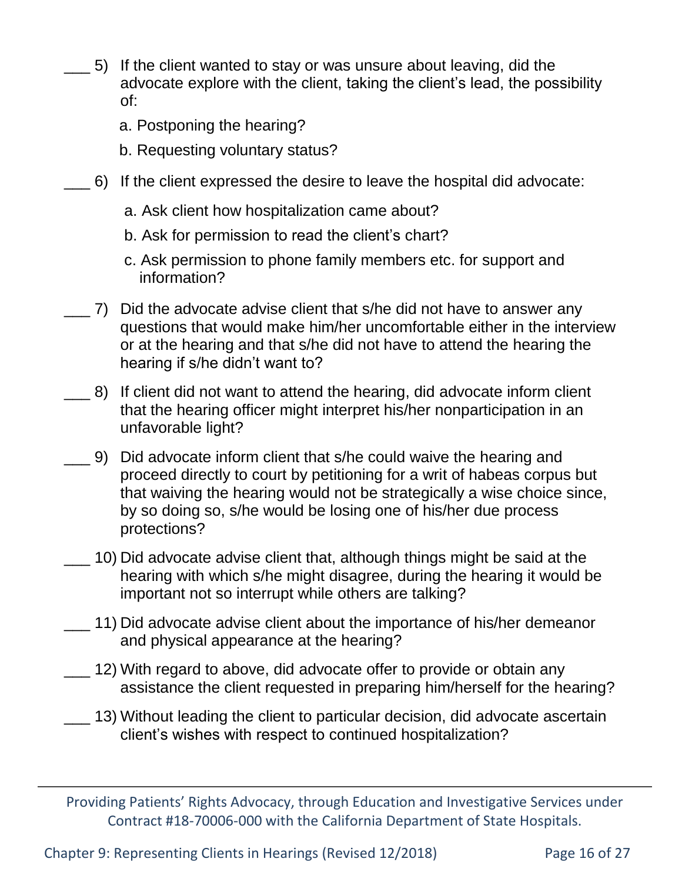\_\_\_ 5) If the client wanted to stay or was unsure about leaving, did the advocate explore with the client, taking the client's lead, the possibility of:

a. Postponing the hearing?

b. Requesting voluntary status?

\_\_\_ 6) If the client expressed the desire to leave the hospital did advocate:

a. Ask client how hospitalization came about?

b. Ask for permission to read the client's chart?

c. Ask permission to phone family members etc. for support and information?

\_\_\_ 7) Did the advocate advise client that s/he did not have to answer any questions that would make him/her uncomfortable either in the interview or at the hearing and that s/he did not have to attend the hearing the hearing if s/he didn't want to?

\_\_\_ 8) If client did not want to attend the hearing, did advocate inform client that the hearing officer might interpret his/her nonparticipation in an unfavorable light?

\_\_\_ 9) Did advocate inform client that s/he could waive the hearing and proceed directly to court by petitioning for a writ of habeas corpus but that waiving the hearing would not be strategically a wise choice since, by so doing so, s/he would be losing one of his/her due process protections?

\_\_\_ 10) Did advocate advise client that, although things might be said at the hearing with which s/he might disagree, during the hearing it would be important not so interrupt while others are talking?

\_\_\_ 11) Did advocate advise client about the importance of his/her demeanor and physical appearance at the hearing?

\_\_\_ 12) With regard to above, did advocate offer to provide or obtain any assistance the client requested in preparing him/herself for the hearing?

\_\_\_ 13) Without leading the client to particular decision, did advocate ascertain client's wishes with respect to continued hospitalization?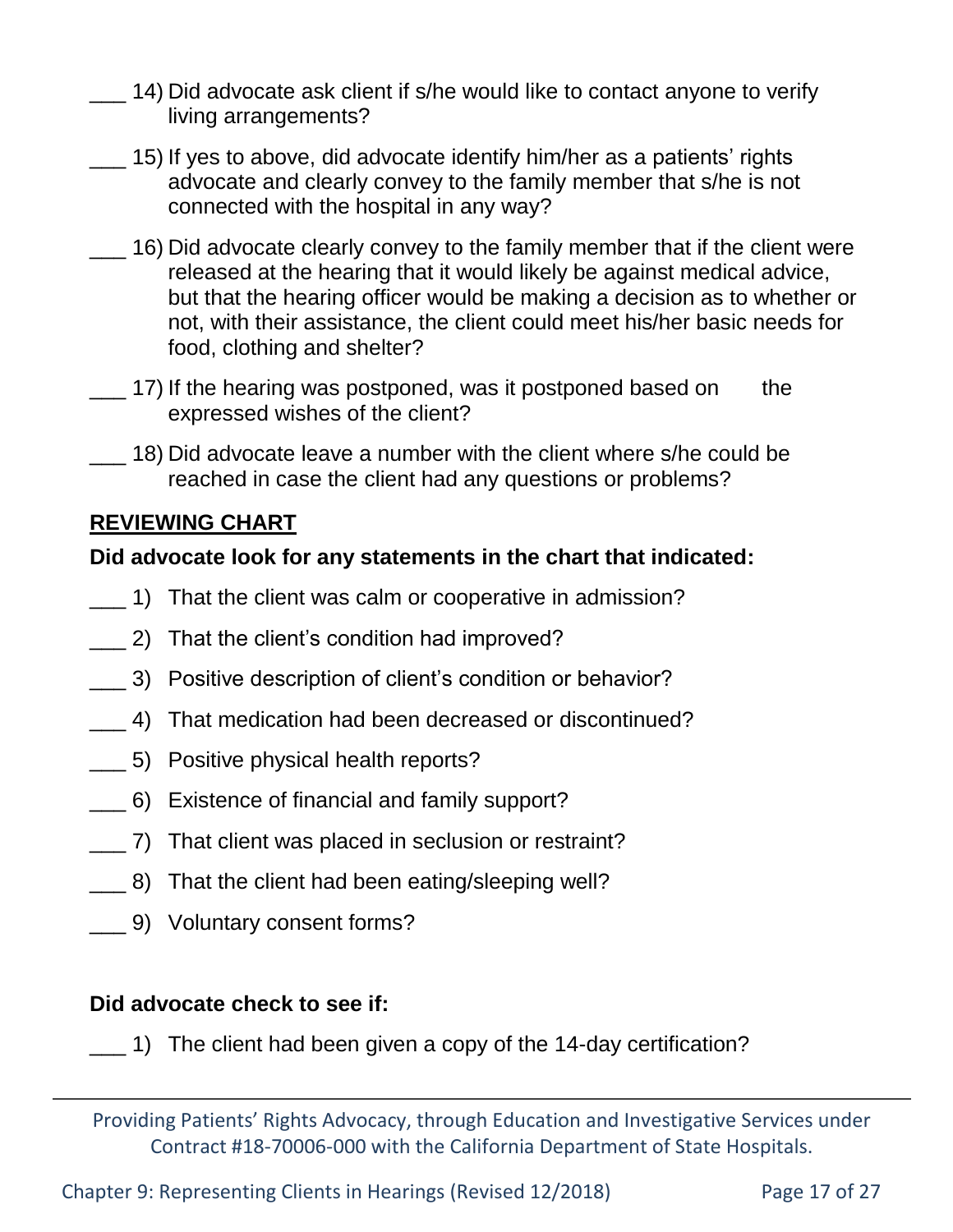___ 14) Did advocate ask client if s/he would like to contact anyone to verify living arrangements?

___ 15) If yes to above, did advocate identify him/her as a patients' rights advocate and clearly convey to the family member that s/he is not connected with the hospital in any way?

___ 16) Did advocate clearly convey to the family member that if the client were released at the hearing that it would likely be against medical advice, but that the hearing officer would be making a decision as to whether or not, with their assistance, the client could meet his/her basic needs for food, clothing and shelter?

___ 17) If the hearing was postponed, was it postponed based on the expressed wishes of the client?

___ 18) Did advocate leave a number with the client where s/he could be reached in case the client had any questions or problems?

**<u>REVIEWING CHART</u>**

**Did advocate look for any statements in the chart that indicated:**

___ 1) That the client was calm or cooperative in admission?

___ 2) That the client's condition had improved?

___ 3) Positive description of client's condition or behavior?

___ 4) That medication had been decreased or discontinued?

___ 5) Positive physical health reports?

___ 6) Existence of financial and family support?

___ 7) That client was placed in seclusion or restraint?

___ 8) That the client had been eating/sleeping well?

___ 9) Voluntary consent forms?

**Did advocate check to see if:**

___ 1) The client had been given a copy of the 14-day certification?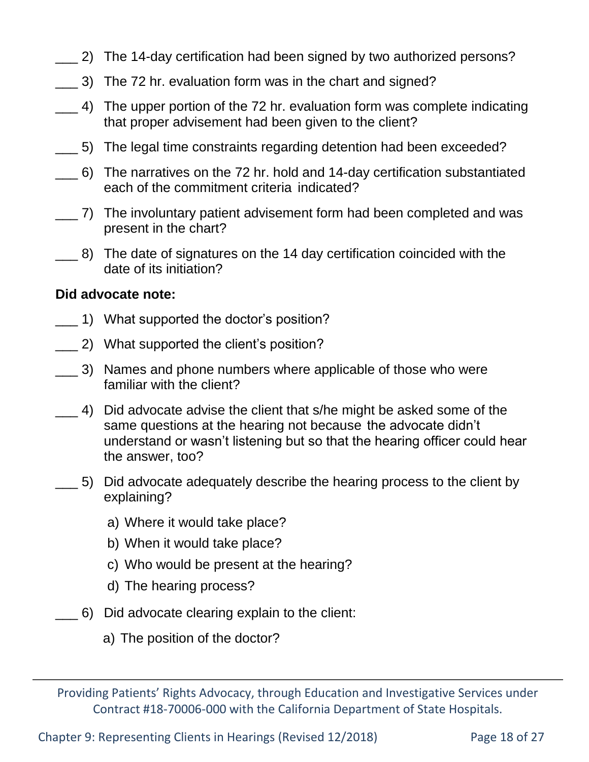___ 2) The 14-day certification had been signed by two authorized persons?

___ 3) The 72 hr. evaluation form was in the chart and signed?

___ 4) The upper portion of the 72 hr. evaluation form was complete indicating that proper advisement had been given to the client?

___ 5) The legal time constraints regarding detention had been exceeded?

___ 6) The narratives on the 72 hr. hold and 14-day certification substantiated each of the commitment criteria indicated?

___ 7) The involuntary patient advisement form had been completed and was present in the chart?

___ 8) The date of signatures on the 14 day certification coincided with the date of its initiation?

**Did advocate note:**

___ 1) What supported the doctor's position?

___ 2) What supported the client's position?

___ 3) Names and phone numbers where applicable of those who were familiar with the client?

___ 4) Did advocate advise the client that s/he might be asked some of the same questions at the hearing not because the advocate didn't understand or wasn't listening but so that the hearing officer could hear the answer, too?

___ 5) Did advocate adequately describe the hearing process to the client by explaining?

  a) Where it would take place?

  b) When it would take place?

  c) Who would be present at the hearing?

  d) The hearing process?

___ 6) Did advocate clearing explain to the client:

  a) The position of the doctor?

Providing Patients' Rights Advocacy, through Education and Investigative Services under Contract #18-70006-000 with the California Department of State Hospitals.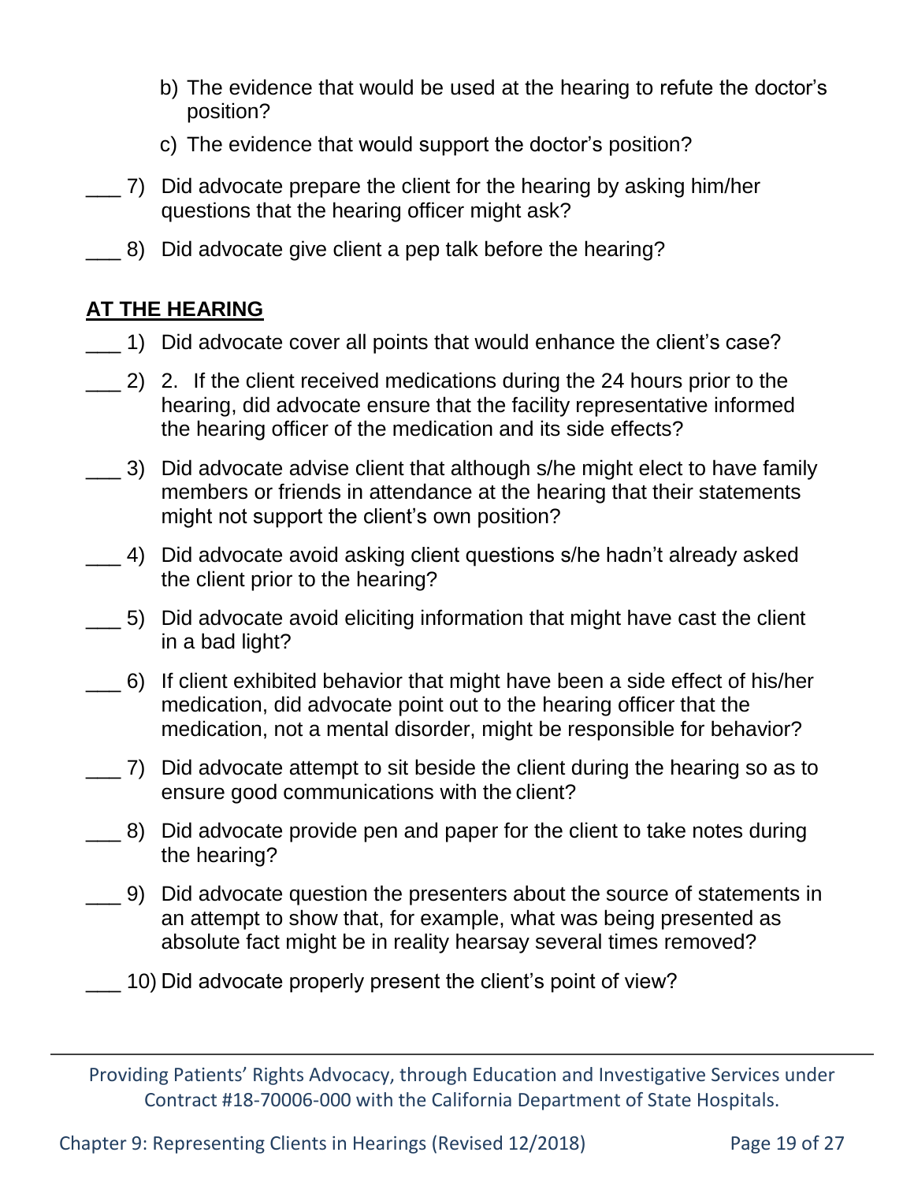b) The evidence that would be used at the hearing to refute the doctor's position?

c) The evidence that would support the doctor's position?

___ 7) Did advocate prepare the client for the hearing by asking him/her questions that the hearing officer might ask?

___ 8) Did advocate give client a pep talk before the hearing?

## AT THE HEARING

___ 1) Did advocate cover all points that would enhance the client's case?

___ 2) 2. If the client received medications during the 24 hours prior to the hearing, did advocate ensure that the facility representative informed the hearing officer of the medication and its side effects?

___ 3) Did advocate advise client that although s/he might elect to have family members or friends in attendance at the hearing that their statements might not support the client's own position?

___ 4) Did advocate avoid asking client questions s/he hadn't already asked the client prior to the hearing?

___ 5) Did advocate avoid eliciting information that might have cast the client in a bad light?

___ 6) If client exhibited behavior that might have been a side effect of his/her medication, did advocate point out to the hearing officer that the medication, not a mental disorder, might be responsible for behavior?

___ 7) Did advocate attempt to sit beside the client during the hearing so as to ensure good communications with the client?

___ 8) Did advocate provide pen and paper for the client to take notes during the hearing?

___ 9) Did advocate question the presenters about the source of statements in an attempt to show that, for example, what was being presented as absolute fact might be in reality hearsay several times removed?

___ 10) Did advocate properly present the client's point of view?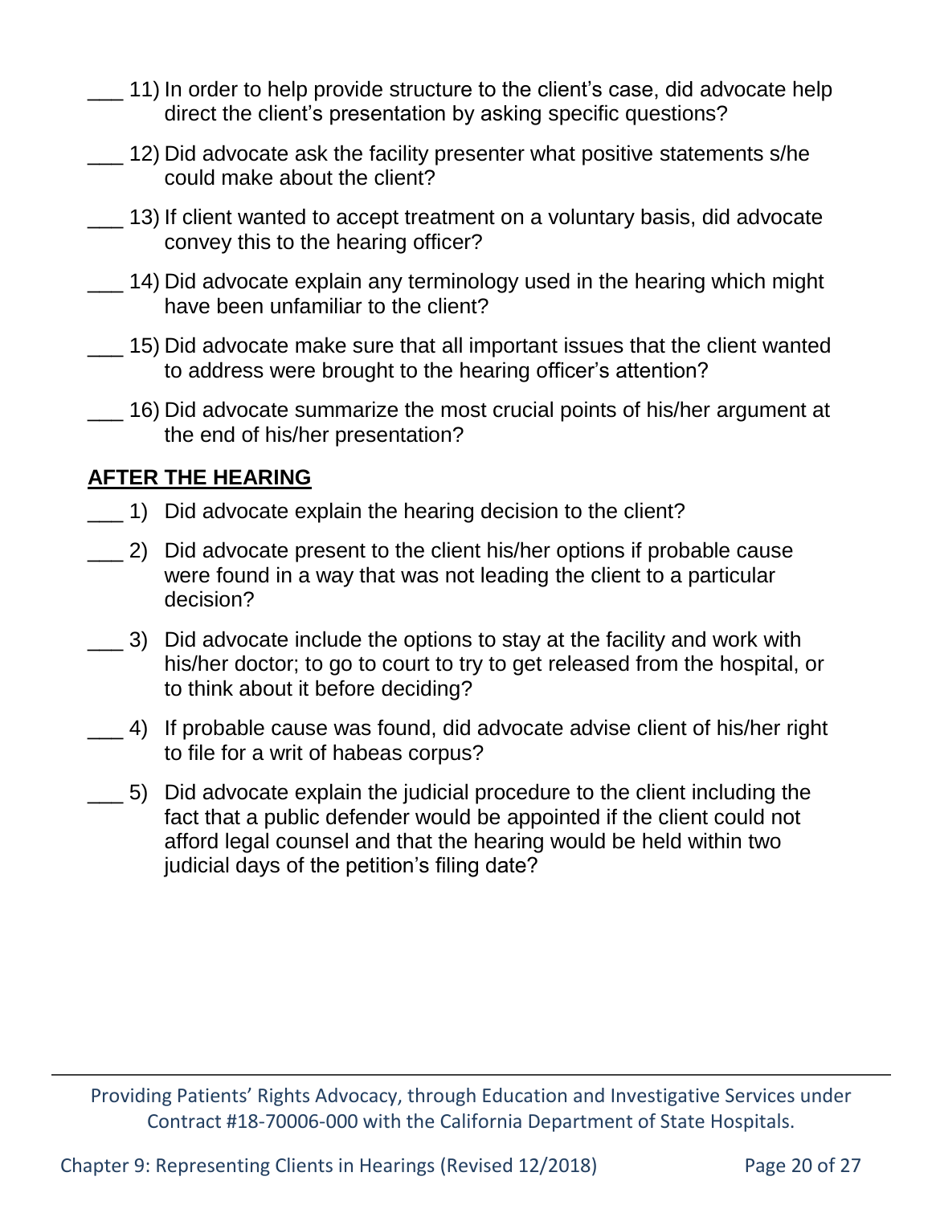___ 11) In order to help provide structure to the client's case, did advocate help direct the client's presentation by asking specific questions?

___ 12) Did advocate ask the facility presenter what positive statements s/he could make about the client?

___ 13) If client wanted to accept treatment on a voluntary basis, did advocate convey this to the hearing officer?

___ 14) Did advocate explain any terminology used in the hearing which might have been unfamiliar to the client?

___ 15) Did advocate make sure that all important issues that the client wanted to address were brought to the hearing officer's attention?

___ 16) Did advocate summarize the most crucial points of his/her argument at the end of his/her presentation?

**AFTER THE HEARING**

___ 1) Did advocate explain the hearing decision to the client?

___ 2) Did advocate present to the client his/her options if probable cause were found in a way that was not leading the client to a particular decision?

___ 3) Did advocate include the options to stay at the facility and work with his/her doctor; to go to court to try to get released from the hospital, or to think about it before deciding?

___ 4) If probable cause was found, did advocate advise client of his/her right to file for a writ of habeas corpus?

___ 5) Did advocate explain the judicial procedure to the client including the fact that a public defender would be appointed if the client could not afford legal counsel and that the hearing would be held within two judicial days of the petition's filing date?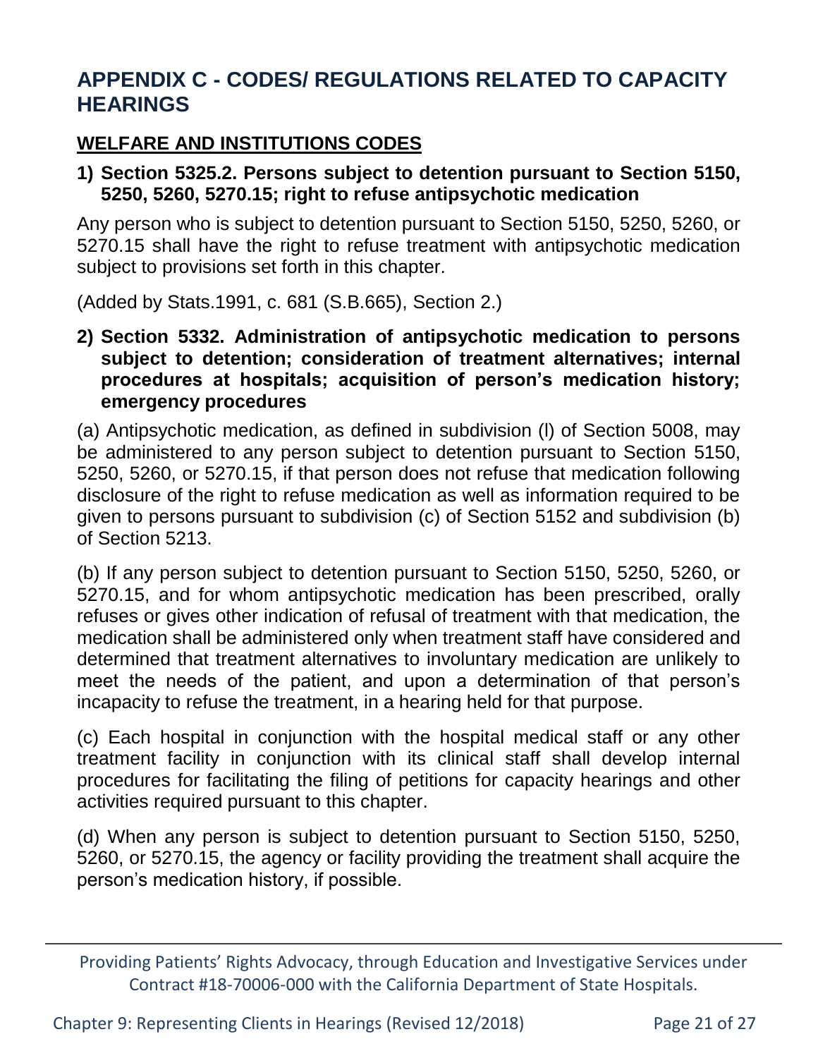# APPENDIX C - CODES/ REGULATIONS RELATED TO CAPACITY HEARINGS

## WELFARE AND INSTITUTIONS CODES

### 1) Section 5325.2. Persons subject to detention pursuant to Section 5150, 5250, 5260, 5270.15; right to refuse antipsychotic medication

Any person who is subject to detention pursuant to Section 5150, 5250, 5260, or 5270.15 shall have the right to refuse treatment with antipsychotic medication subject to provisions set forth in this chapter.

(Added by Stats.1991, c. 681 (S.B.665), Section 2.)

### 2) Section 5332. Administration of antipsychotic medication to persons subject to detention; consideration of treatment alternatives; internal procedures at hospitals; acquisition of person's medication history; emergency procedures

(a) Antipsychotic medication, as defined in subdivision (l) of Section 5008, may be administered to any person subject to detention pursuant to Section 5150, 5250, 5260, or 5270.15, if that person does not refuse that medication following disclosure of the right to refuse medication as well as information required to be given to persons pursuant to subdivision (c) of Section 5152 and subdivision (b) of Section 5213.

(b) If any person subject to detention pursuant to Section 5150, 5250, 5260, or 5270.15, and for whom antipsychotic medication has been prescribed, orally refuses or gives other indication of refusal of treatment with that medication, the medication shall be administered only when treatment staff have considered and determined that treatment alternatives to involuntary medication are unlikely to meet the needs of the patient, and upon a determination of that person's incapacity to refuse the treatment, in a hearing held for that purpose.

(c) Each hospital in conjunction with the hospital medical staff or any other treatment facility in conjunction with its clinical staff shall develop internal procedures for facilitating the filing of petitions for capacity hearings and other activities required pursuant to this chapter.

(d) When any person is subject to detention pursuant to Section 5150, 5250, 5260, or 5270.15, the agency or facility providing the treatment shall acquire the person's medication history, if possible.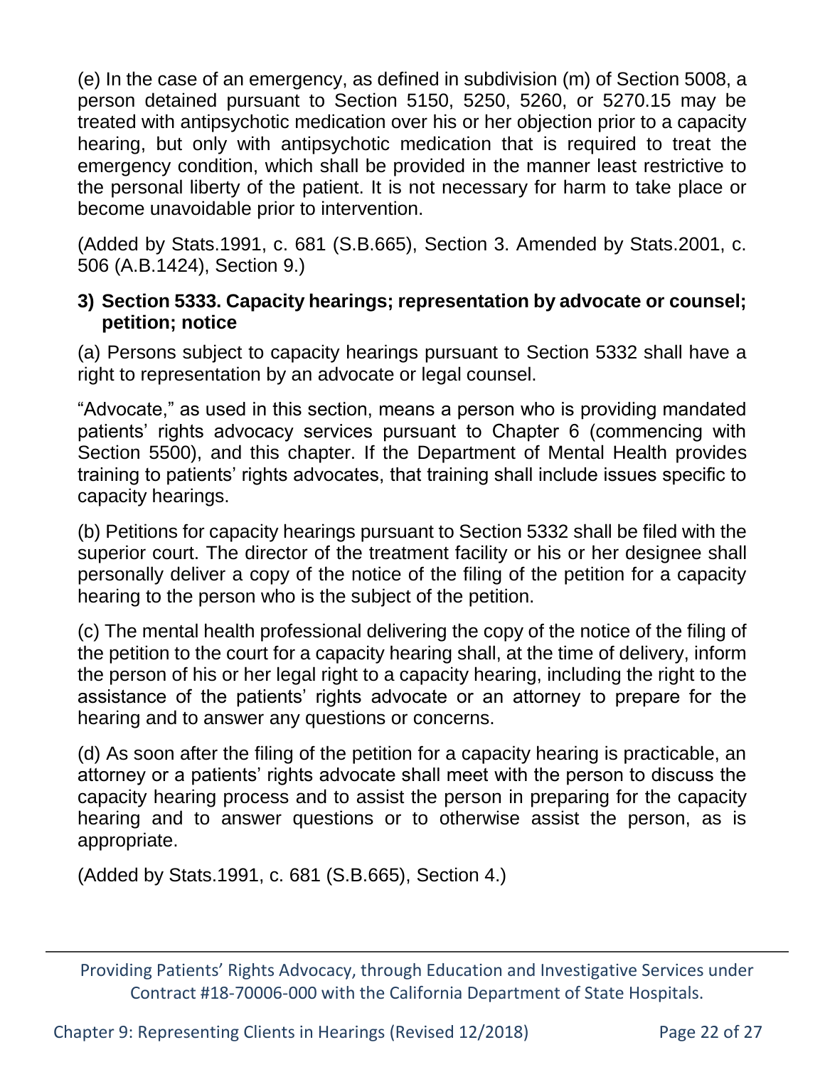(e) In the case of an emergency, as defined in subdivision (m) of Section 5008, a person detained pursuant to Section 5150, 5250, 5260, or 5270.15 may be treated with antipsychotic medication over his or her objection prior to a capacity hearing, but only with antipsychotic medication that is required to treat the emergency condition, which shall be provided in the manner least restrictive to the personal liberty of the patient. It is not necessary for harm to take place or become unavoidable prior to intervention.

(Added by Stats.1991, c. 681 (S.B.665), Section 3. Amended by Stats.2001, c. 506 (A.B.1424), Section 9.)

**3) Section 5333. Capacity hearings; representation by advocate or counsel; petition; notice**

(a) Persons subject to capacity hearings pursuant to Section 5332 shall have a right to representation by an advocate or legal counsel.

"Advocate," as used in this section, means a person who is providing mandated patients' rights advocacy services pursuant to Chapter 6 (commencing with Section 5500), and this chapter. If the Department of Mental Health provides training to patients' rights advocates, that training shall include issues specific to capacity hearings.

(b) Petitions for capacity hearings pursuant to Section 5332 shall be filed with the superior court. The director of the treatment facility or his or her designee shall personally deliver a copy of the notice of the filing of the petition for a capacity hearing to the person who is the subject of the petition.

(c) The mental health professional delivering the copy of the notice of the filing of the petition to the court for a capacity hearing shall, at the time of delivery, inform the person of his or her legal right to a capacity hearing, including the right to the assistance of the patients' rights advocate or an attorney to prepare for the hearing and to answer any questions or concerns.

(d) As soon after the filing of the petition for a capacity hearing is practicable, an attorney or a patients' rights advocate shall meet with the person to discuss the capacity hearing process and to assist the person in preparing for the capacity hearing and to answer questions or to otherwise assist the person, as is appropriate.

(Added by Stats.1991, c. 681 (S.B.665), Section 4.)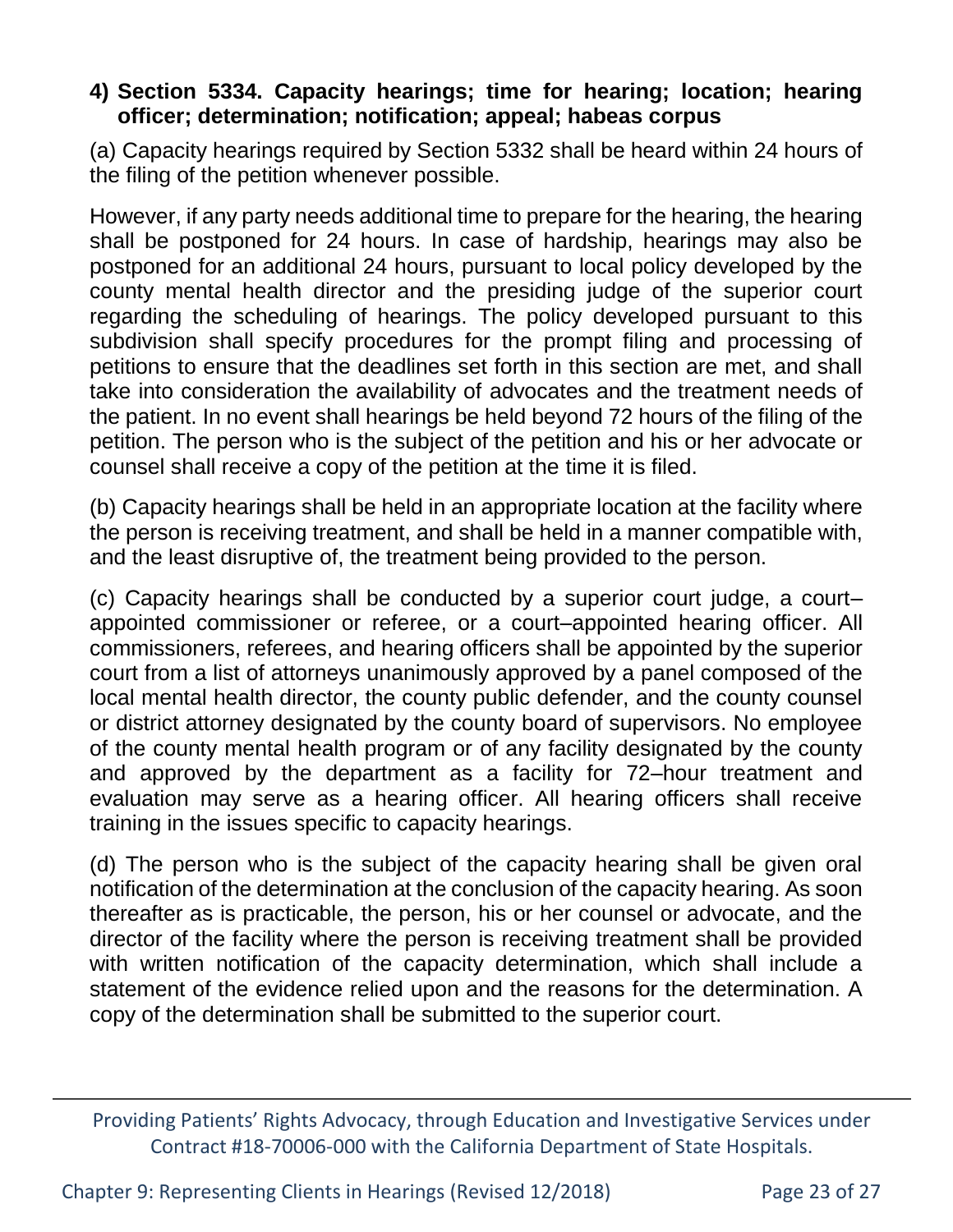#### 4) Section 5334. Capacity hearings; time for hearing; location; hearing officer; determination; notification; appeal; habeas corpus

(a) Capacity hearings required by Section 5332 shall be heard within 24 hours of the filing of the petition whenever possible.

However, if any party needs additional time to prepare for the hearing, the hearing shall be postponed for 24 hours. In case of hardship, hearings may also be postponed for an additional 24 hours, pursuant to local policy developed by the county mental health director and the presiding judge of the superior court regarding the scheduling of hearings. The policy developed pursuant to this subdivision shall specify procedures for the prompt filing and processing of petitions to ensure that the deadlines set forth in this section are met, and shall take into consideration the availability of advocates and the treatment needs of the patient. In no event shall hearings be held beyond 72 hours of the filing of the petition. The person who is the subject of the petition and his or her advocate or counsel shall receive a copy of the petition at the time it is filed.

(b) Capacity hearings shall be held in an appropriate location at the facility where the person is receiving treatment, and shall be held in a manner compatible with, and the least disruptive of, the treatment being provided to the person.

(c) Capacity hearings shall be conducted by a superior court judge, a court–appointed commissioner or referee, or a court–appointed hearing officer. All commissioners, referees, and hearing officers shall be appointed by the superior court from a list of attorneys unanimously approved by a panel composed of the local mental health director, the county public defender, and the county counsel or district attorney designated by the county board of supervisors. No employee of the county mental health program or of any facility designated by the county and approved by the department as a facility for 72–hour treatment and evaluation may serve as a hearing officer. All hearing officers shall receive training in the issues specific to capacity hearings.

(d) The person who is the subject of the capacity hearing shall be given oral notification of the determination at the conclusion of the capacity hearing. As soon thereafter as is practicable, the person, his or her counsel or advocate, and the director of the facility where the person is receiving treatment shall be provided with written notification of the capacity determination, which shall include a statement of the evidence relied upon and the reasons for the determination. A copy of the determination shall be submitted to the superior court.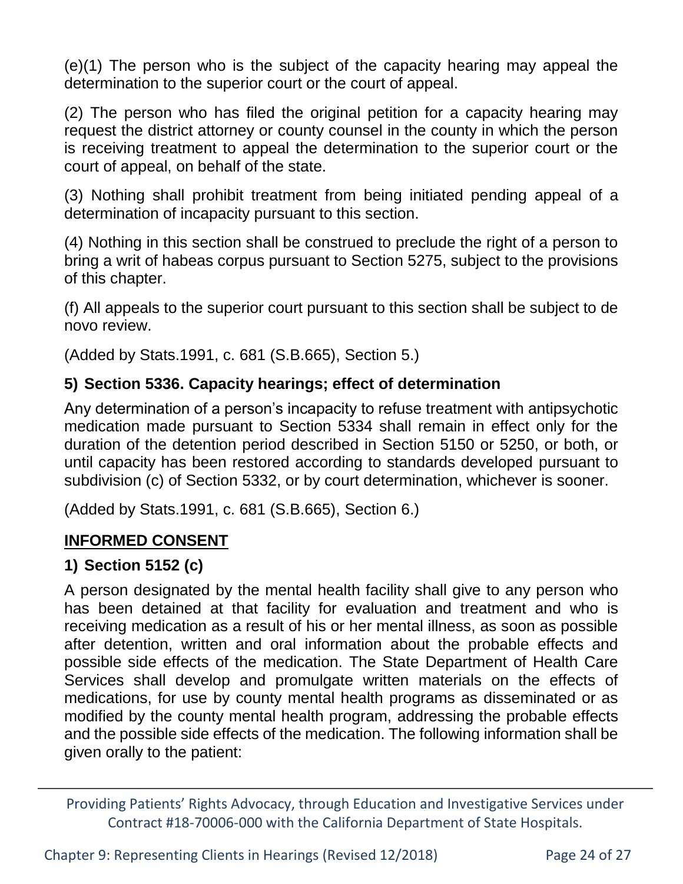(e)(1) The person who is the subject of the capacity hearing may appeal the determination to the superior court or the court of appeal.

(2) The person who has filed the original petition for a capacity hearing may request the district attorney or county counsel in the county in which the person is receiving treatment to appeal the determination to the superior court or the court of appeal, on behalf of the state.

(3) Nothing shall prohibit treatment from being initiated pending appeal of a determination of incapacity pursuant to this section.

(4) Nothing in this section shall be construed to preclude the right of a person to bring a writ of habeas corpus pursuant to Section 5275, subject to the provisions of this chapter.

(f) All appeals to the superior court pursuant to this section shall be subject to de novo review.

(Added by Stats.1991, c. 681 (S.B.665), Section 5.)

### 5) Section 5336. Capacity hearings; effect of determination

Any determination of a person's incapacity to refuse treatment with antipsychotic medication made pursuant to Section 5334 shall remain in effect only for the duration of the detention period described in Section 5150 or 5250, or both, or until capacity has been restored according to standards developed pursuant to subdivision (c) of Section 5332, or by court determination, whichever is sooner.

(Added by Stats.1991, c. 681 (S.B.665), Section 6.)

## <u>INFORMED CONSENT</u>

### 1) Section 5152 (c)

A person designated by the mental health facility shall give to any person who has been detained at that facility for evaluation and treatment and who is receiving medication as a result of his or her mental illness, as soon as possible after detention, written and oral information about the probable effects and possible side effects of the medication. The State Department of Health Care Services shall develop and promulgate written materials on the effects of medications, for use by county mental health programs as disseminated or as modified by the county mental health program, addressing the probable effects and the possible side effects of the medication. The following information shall be given orally to the patient: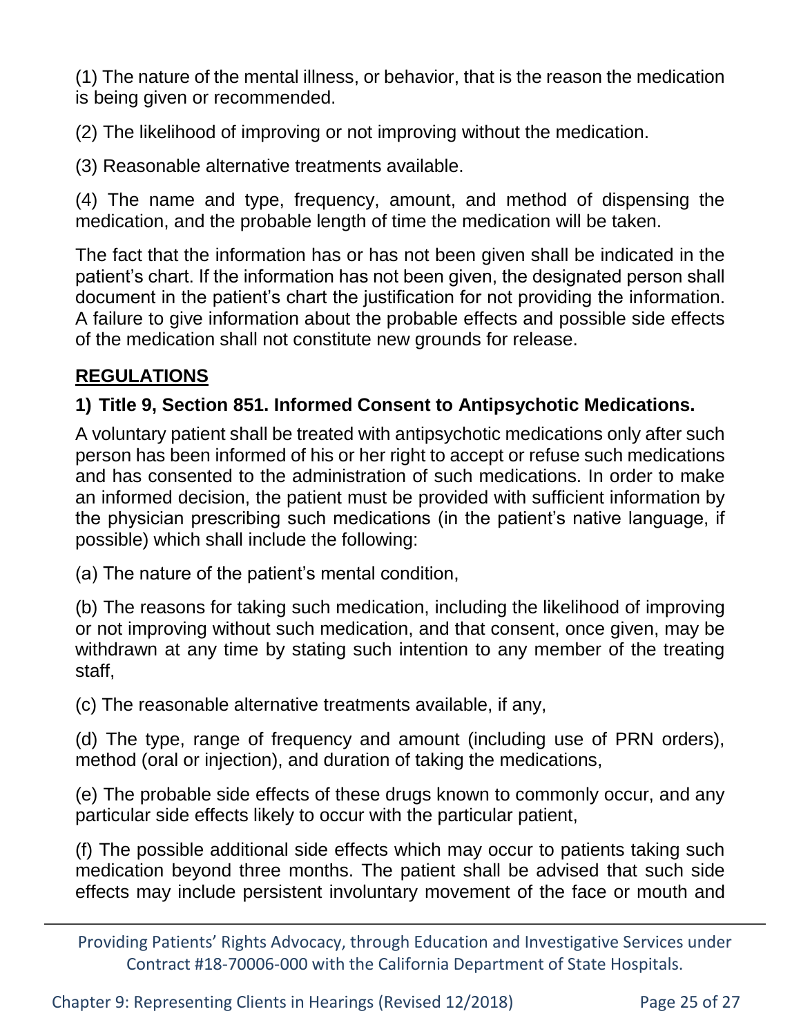(1) The nature of the mental illness, or behavior, that is the reason the medication is being given or recommended.

(2) The likelihood of improving or not improving without the medication.

(3) Reasonable alternative treatments available.

(4) The name and type, frequency, amount, and method of dispensing the medication, and the probable length of time the medication will be taken.

The fact that the information has or has not been given shall be indicated in the patient's chart. If the information has not been given, the designated person shall document in the patient's chart the justification for not providing the information. A failure to give information about the probable effects and possible side effects of the medication shall not constitute new grounds for release.

## REGULATIONS

### 1) Title 9, Section 851. Informed Consent to Antipsychotic Medications.

A voluntary patient shall be treated with antipsychotic medications only after such person has been informed of his or her right to accept or refuse such medications and has consented to the administration of such medications. In order to make an informed decision, the patient must be provided with sufficient information by the physician prescribing such medications (in the patient's native language, if possible) which shall include the following:

(a) The nature of the patient's mental condition,

(b) The reasons for taking such medication, including the likelihood of improving or not improving without such medication, and that consent, once given, may be withdrawn at any time by stating such intention to any member of the treating staff,

(c) The reasonable alternative treatments available, if any,

(d) The type, range of frequency and amount (including use of PRN orders), method (oral or injection), and duration of taking the medications,

(e) The probable side effects of these drugs known to commonly occur, and any particular side effects likely to occur with the particular patient,

(f) The possible additional side effects which may occur to patients taking such medication beyond three months. The patient shall be advised that such side effects may include persistent involuntary movement of the face or mouth and

Providing Patients' Rights Advocacy, through Education and Investigative Services under Contract #18-70006-000 with the California Department of State Hospitals.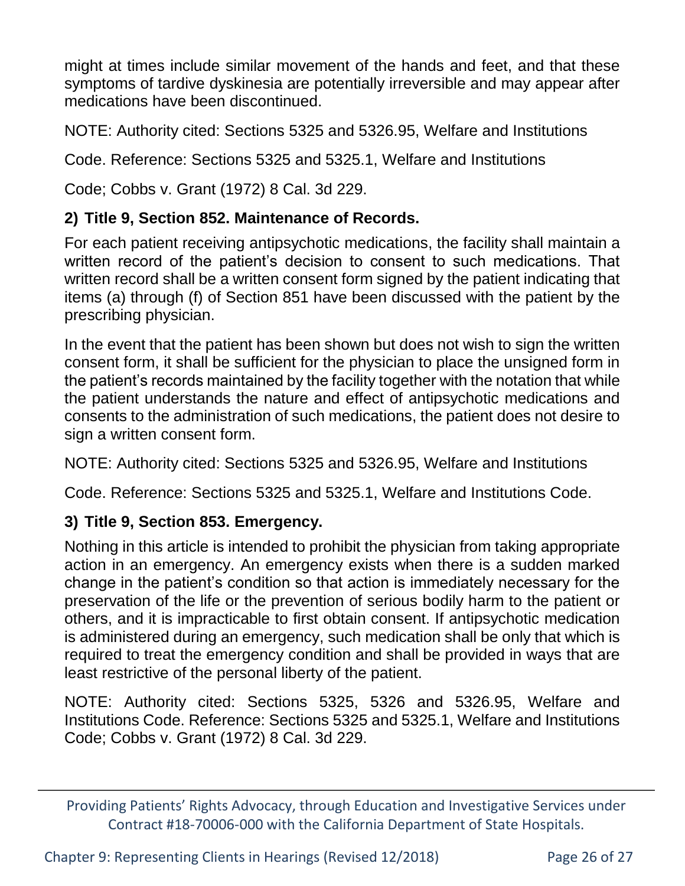might at times include similar movement of the hands and feet, and that these symptoms of tardive dyskinesia are potentially irreversible and may appear after medications have been discontinued.

NOTE: Authority cited: Sections 5325 and 5326.95, Welfare and Institutions

Code. Reference: Sections 5325 and 5325.1, Welfare and Institutions

Code; Cobbs v. Grant (1972) 8 Cal. 3d 229.

### 2) Title 9, Section 852. Maintenance of Records.

For each patient receiving antipsychotic medications, the facility shall maintain a written record of the patient's decision to consent to such medications. That written record shall be a written consent form signed by the patient indicating that items (a) through (f) of Section 851 have been discussed with the patient by the prescribing physician.

In the event that the patient has been shown but does not wish to sign the written consent form, it shall be sufficient for the physician to place the unsigned form in the patient's records maintained by the facility together with the notation that while the patient understands the nature and effect of antipsychotic medications and consents to the administration of such medications, the patient does not desire to sign a written consent form.

NOTE: Authority cited: Sections 5325 and 5326.95, Welfare and Institutions

Code. Reference: Sections 5325 and 5325.1, Welfare and Institutions Code.

### 3) Title 9, Section 853. Emergency.

Nothing in this article is intended to prohibit the physician from taking appropriate action in an emergency. An emergency exists when there is a sudden marked change in the patient's condition so that action is immediately necessary for the preservation of the life or the prevention of serious bodily harm to the patient or others, and it is impracticable to first obtain consent. If antipsychotic medication is administered during an emergency, such medication shall be only that which is required to treat the emergency condition and shall be provided in ways that are least restrictive of the personal liberty of the patient.

NOTE: Authority cited: Sections 5325, 5326 and 5326.95, Welfare and Institutions Code. Reference: Sections 5325 and 5325.1, Welfare and Institutions Code; Cobbs v. Grant (1972) 8 Cal. 3d 229.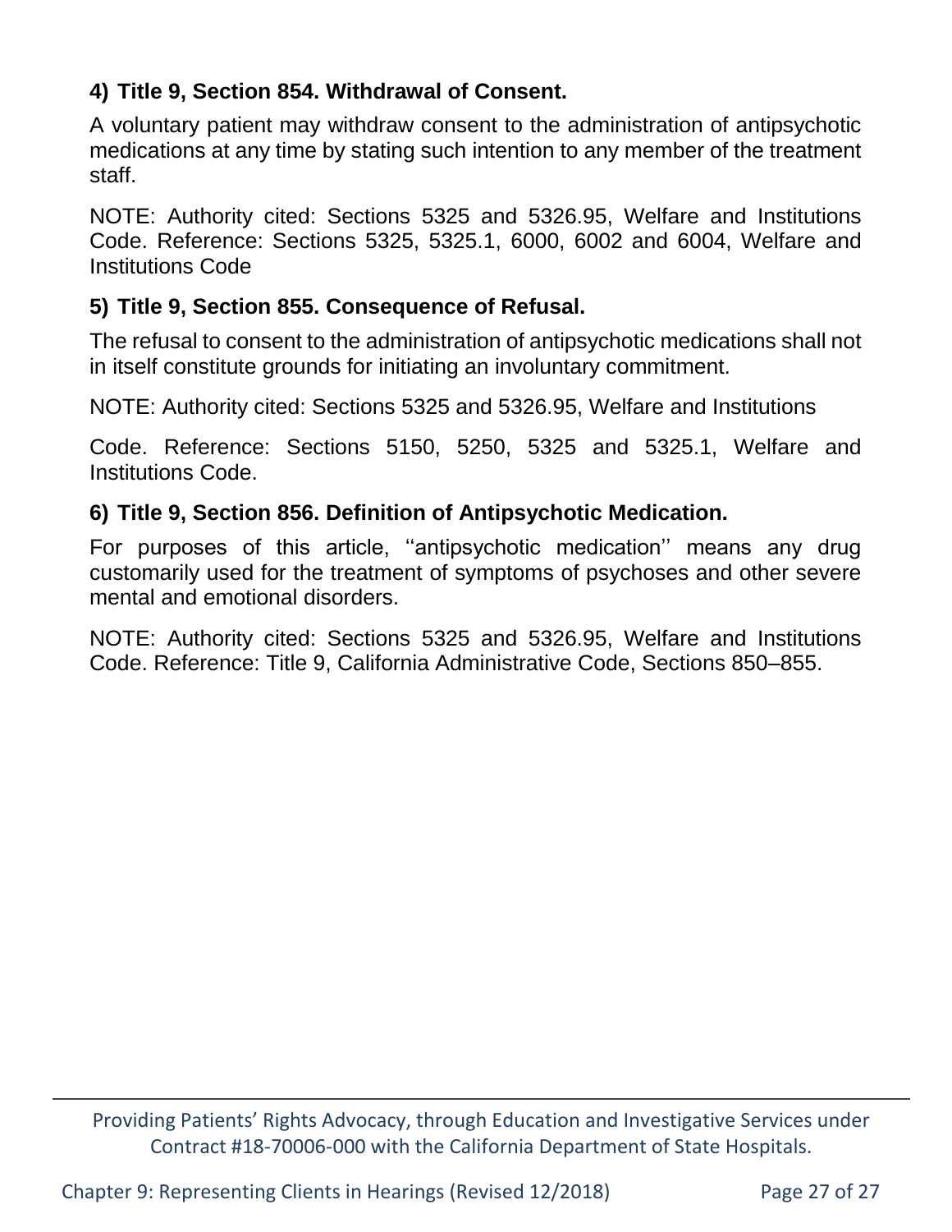#### 4) Title 9, Section 854. Withdrawal of Consent.

A voluntary patient may withdraw consent to the administration of antipsychotic medications at any time by stating such intention to any member of the treatment staff.

NOTE: Authority cited: Sections 5325 and 5326.95, Welfare and Institutions Code. Reference: Sections 5325, 5325.1, 6000, 6002 and 6004, Welfare and Institutions Code

#### 5) Title 9, Section 855. Consequence of Refusal.

The refusal to consent to the administration of antipsychotic medications shall not in itself constitute grounds for initiating an involuntary commitment.

NOTE: Authority cited: Sections 5325 and 5326.95, Welfare and Institutions

Code. Reference: Sections 5150, 5250, 5325 and 5325.1, Welfare and Institutions Code.

#### 6) Title 9, Section 856. Definition of Antipsychotic Medication.

For purposes of this article, ''antipsychotic medication'' means any drug customarily used for the treatment of symptoms of psychoses and other severe mental and emotional disorders.

NOTE: Authority cited: Sections 5325 and 5326.95, Welfare and Institutions Code. Reference: Title 9, California Administrative Code, Sections 850–855.